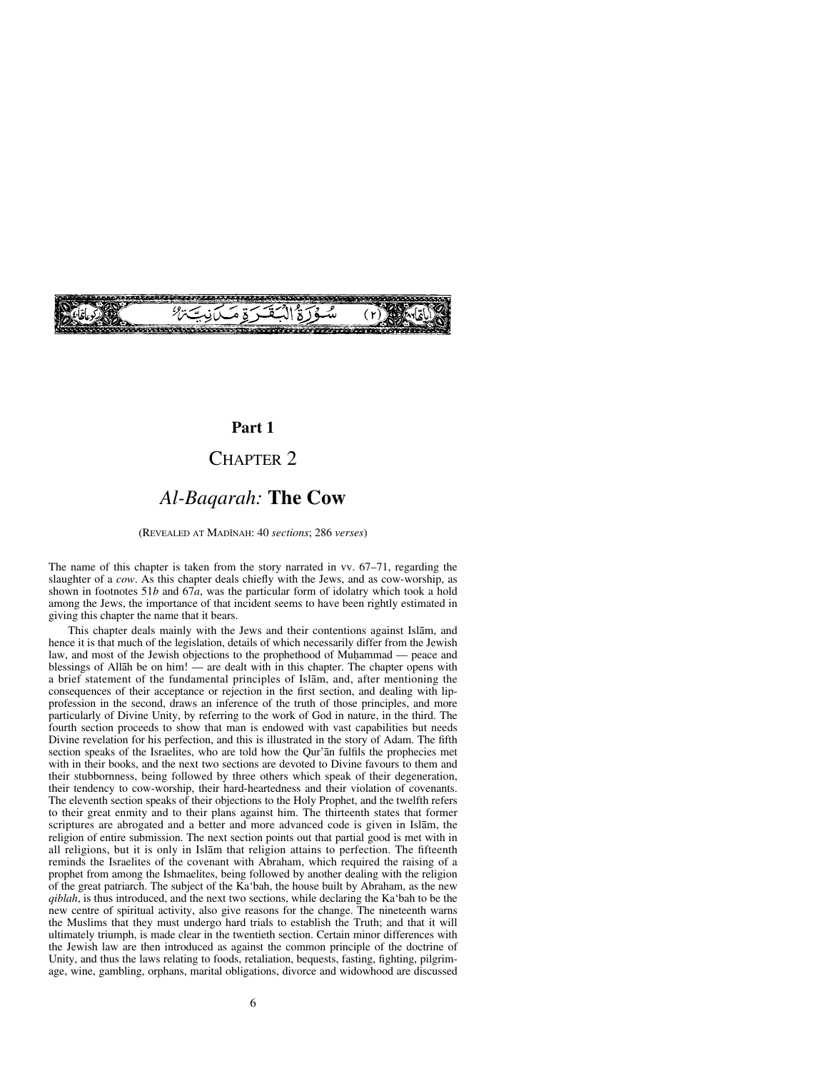سُورَةُ الْبَقَرَةِ مَدَنِيَّةٌ (٢)

## Part 1

# CHAPTER 2

## *Al-Baqarah:* **The Cow**

(REVEALED AT MADĪNAH: 40 *sections*; 286 *verses*)

The name of this chapter is taken from the story narrated in vv. 67–71, regarding the slaughter of a *cow*. As this chapter deals chiefly with the Jews, and as cow-worship, as shown in footnotes 51*b* and 67*a*, was the particular form of idolatry which took a hold among the Jews, the importance of that incident seems to have been rightly estimated in giving this chapter the name that it bears.

This chapter deals mainly with the Jews and their contentions against Islām, and hence it is that much of the legislation, details of which necessarily differ from the Jewish law, and most of the Jewish objections to the prophethood of Muḥammad — peace and blessings of Allāh be on him! — are dealt with in this chapter. The chapter opens with a brief statement of the fundamental principles of Islām, and, after mentioning the consequences of their acceptance or rejection in the first section, and dealing with lip-profession in the second, draws an inference of the truth of those principles, and more particularly of Divine Unity, by referring to the work of God in nature, in the third. The fourth section proceeds to show that man is endowed with vast capabilities but needs Divine revelation for his perfection, and this is illustrated in the story of Adam. The fifth section speaks of the Israelites, who are told how the Qur'ān fulfils the prophecies met with in their books, and the next two sections are devoted to Divine favours to them and their stubbornness, being followed by three others which speak of their degeneration, their tendency to cow-worship, their hard-heartedness and their violation of covenants. The eleventh section speaks of their objections to the Holy Prophet, and the twelfth refers to their great enmity and to their plans against him. The thirteenth states that former scriptures are abrogated and a better and more advanced code is given in Islām, the religion of entire submission. The next section points out that partial good is met with in all religions, but it is only in Islām that religion attains to perfection. The fifteenth reminds the Israelites of the covenant with Abraham, which required the raising of a prophet from among the Ishmaelites, being followed by another dealing with the religion of the great patriarch. The subject of the Ka'bah, the house built by Abraham, as the new *qiblah*, is thus introduced, and the next two sections, while declaring the Ka'bah to be the new centre of spiritual activity, also give reasons for the change. The nineteenth warns the Muslims that they must undergo hard trials to establish the Truth; and that it will ultimately triumph, is made clear in the twentieth section. Certain minor differences with the Jewish law are then introduced as against the common principle of the doctrine of Unity, and thus the laws relating to foods, retaliation, bequests, fasting, fighting, pilgrimage, wine, gambling, orphans, marital obligations, divorce and widowhood are discussed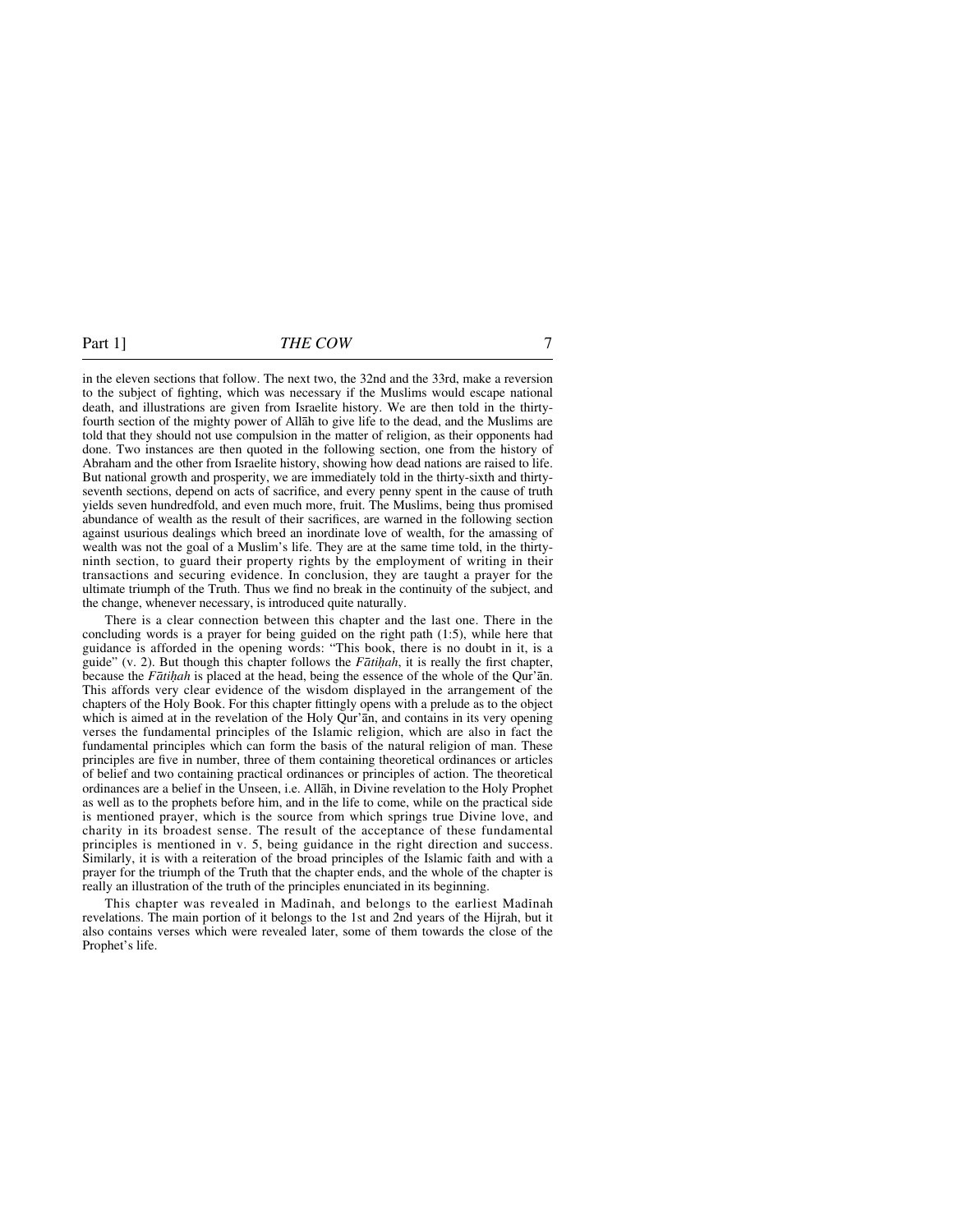in the eleven sections that follow. The next two, the 32nd and the 33rd, make a reversion to the subject of fighting, which was necessary if the Muslims would escape national death, and illustrations are given from Israelite history. We are then told in the thirty-fourth section of the mighty power of Allāh to give life to the dead, and the Muslims are told that they should not use compulsion in the matter of religion, as their opponents had done. Two instances are then quoted in the following section, one from the history of Abraham and the other from Israelite history, showing how dead nations are raised to life. But national growth and prosperity, we are immediately told in the thirty-sixth and thirty-seventh sections, depend on acts of sacrifice, and every penny spent in the cause of truth yields seven hundredfold, and even much more, fruit. The Muslims, being thus promised abundance of wealth as the result of their sacrifices, are warned in the following section against usurious dealings which breed an inordinate love of wealth, for the amassing of wealth was not the goal of a Muslim's life. They are at the same time told, in the thirty-ninth section, to guard their property rights by the employment of writing in their transactions and securing evidence. In conclusion, they are taught a prayer for the ultimate triumph of the Truth. Thus we find no break in the continuity of the subject, and the change, whenever necessary, is introduced quite naturally.

There is a clear connection between this chapter and the last one. There in the concluding words is a prayer for being guided on the right path (1:5), while here that guidance is afforded in the opening words: "This book, there is no doubt in it, is a guide" (v. 2). But though this chapter follows the *Fātiḥah*, it is really the first chapter, because the *Fātiḥah* is placed at the head, being the essence of the whole of the Qur'ān. This affords very clear evidence of the wisdom displayed in the arrangement of the chapters of the Holy Book. For this chapter fittingly opens with a prelude as to the object which is aimed at in the revelation of the Holy Qur'ān, and contains in its very opening verses the fundamental principles of the Islamic religion, which are also in fact the fundamental principles which can form the basis of the natural religion of man. These principles are five in number, three of them containing theoretical ordinances or articles of belief and two containing practical ordinances or principles of action. The theoretical ordinances are a belief in the Unseen, i.e. Allāh, in Divine revelation to the Holy Prophet as well as to the prophets before him, and in the life to come, while on the practical side is mentioned prayer, which is the source from which springs true Divine love, and charity in its broadest sense. The result of the acceptance of these fundamental principles is mentioned in v. 5, being guidance in the right direction and success. Similarly, it is with a reiteration of the broad principles of the Islamic faith and with a prayer for the triumph of the Truth that the chapter ends, and the whole of the chapter is really an illustration of the truth of the principles enunciated in its beginning.

This chapter was revealed in Madīnah, and belongs to the earliest Madīnah revelations. The main portion of it belongs to the 1st and 2nd years of the Hijrah, but it also contains verses which were revealed later, some of them towards the close of the Prophet's life.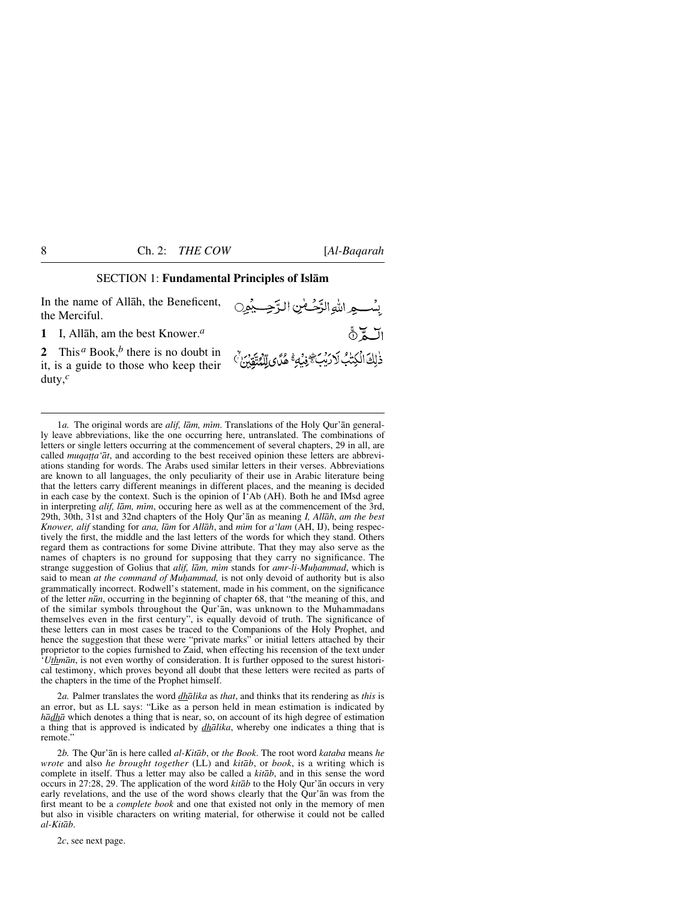## SECTION 1: **Fundamental Principles of Islām**

In the name of Allāh, the Beneficent, the Merciful.

بِسۡمِ اللّٰہِ الرَّحۡمٰنِ الرَّحِیۡمِ

**1** I, Allāh, am the best Knower.[a]

الٓـمّٓ ۚ﴿۱﴾

**2** This[a] Book,[b] there is no doubt in it, is a guide to those who keep their duty,[c]

ذٰلِکَ الۡکِتٰبُ لَا رَیۡبَ ۚۖۛ فِیۡہِ ۚۛ ہُدًی لِّلۡمُتَّقِیۡنَ ۙ﴿۲﴾

---

1*a.* The original words are *alif, lām, mīm*. Translations of the Holy Qur'ān generally leave abbreviations, like the one occurring here, untranslated. The combinations of letters or single letters occurring at the commencement of several chapters, 29 in all, are called *muqaṭṭa'āt*, and according to the best received opinion these letters are abbreviations standing for words. The Arabs used similar letters in their verses. Abbreviations are known to all languages, the only peculiarity of their use in Arabic literature being that the letters carry different meanings in different places, and the meaning is decided in each case by the context. Such is the opinion of I'Ab (AH). Both he and IMsd agree in interpreting *alif, lām, mīm*, occuring here as well as at the commencement of the 3rd, 29th, 30th, 31st and 32nd chapters of the Holy Qur'ān as meaning *I, Allāh, am the best Knower, alif* standing for *ana, lām* for *Allāh*, and *mīm* for *a'lam* (AH, IJ), being respectively the first, the middle and the last letters of the words for which they stand. Others regard them as contractions for some Divine attribute. That they may also serve as the names of chapters is no ground for supposing that they carry no significance. The strange suggestion of Golius that *alif, lām, mīm* stands for *amr-li-Muḥammad*, which is said to mean *at the command of Muḥammad,* is not only devoid of authority but is also grammatically incorrect. Rodwell's statement, made in his comment, on the significance of the letter *nūn*, occurring in the beginning of chapter 68, that "the meaning of this, and of the similar symbols throughout the Qur'ān, was unknown to the Muhammadans themselves even in the first century", is equally devoid of truth. The significance of these letters can in most cases be traced to the Companions of the Holy Prophet, and hence the suggestion that these were "private marks" or initial letters attached by their proprietor to the copies furnished to Zaid, when effecting his recension of the text under '*Uthmān*, is not even worthy of consideration. It is further opposed to the surest historical testimony, which proves beyond all doubt that these letters were recited as parts of the chapters in the time of the Prophet himself.

2*a.* Palmer translates the word *dhālika* as *that*, and thinks that its rendering as *this* is an error, but as LL says: "Like as a person held in mean estimation is indicated by *hādhā* which denotes a thing that is near, so, on account of its high degree of estimation a thing that is approved is indicated by *dhālika*, whereby one indicates a thing that is remote."

2*b.* The Qur'ān is here called *al-Kitāb*, or *the Book*. The root word *kataba* means *he wrote* and also *he brought together* (LL) and *kitāb*, or *book*, is a writing which is complete in itself. Thus a letter may also be called a *kitāb*, and in this sense the word occurs in 27:28, 29. The application of the word *kitāb* to the Holy Qur'ān occurs in very early revelations, and the use of the word shows clearly that the Qur'ān was from the first meant to be a *complete book* and one that existed not only in the memory of men but also in visible characters on writing material, for otherwise it could not be called *al-Kitāb*.

2*c*, see next page.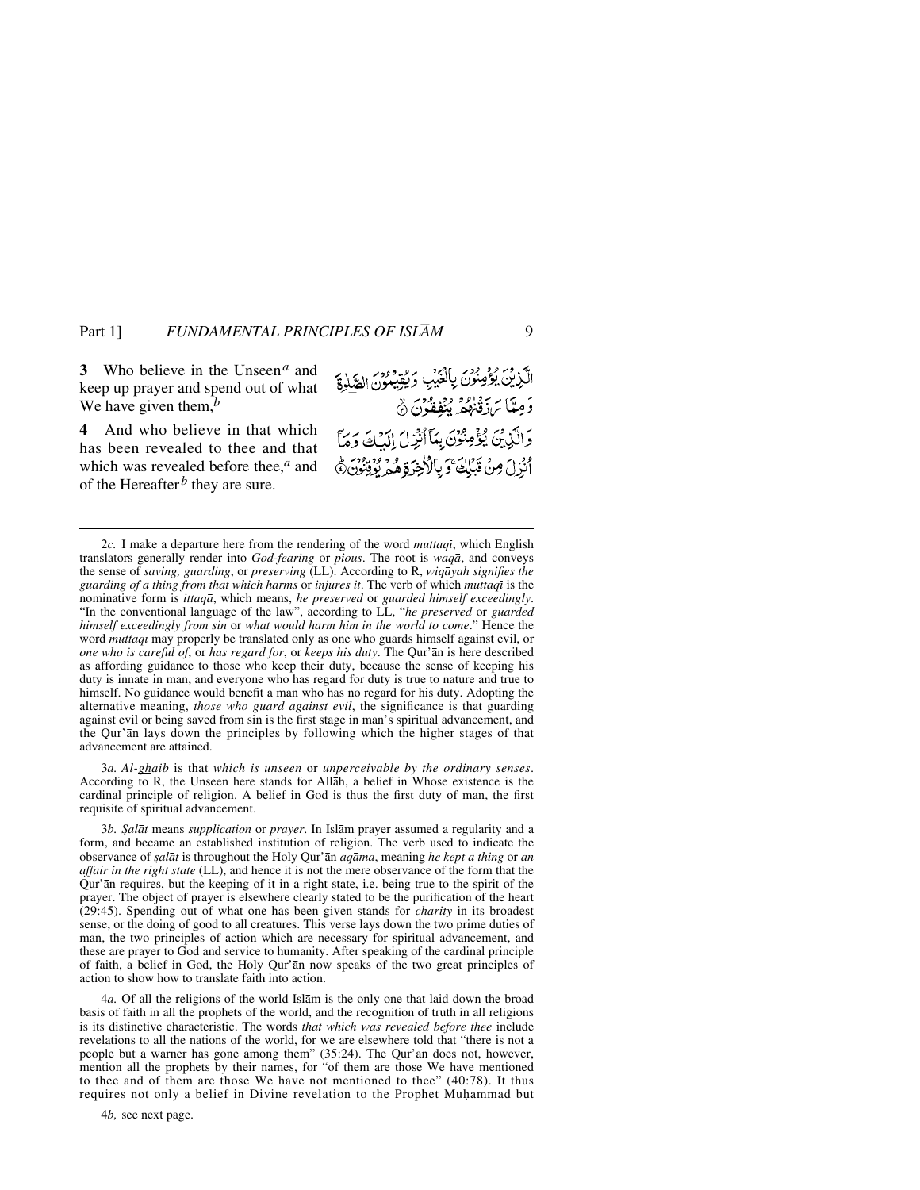**3** Who believe in the Unseen[a] and keep up prayer and spend out of what We have given them,[b]

**4** And who believe in that which has been revealed to thee and that which was revealed before thee,[a] and of the Hereafter[b] they are sure.

الَّذِيْنَ يُؤْمِنُوْنَ بِالْغَيْبِ وَيُقِيْمُوْنَ الصَّلٰوةَ وَمِمَّا رَزَقْنٰهُمْ يُنْفِقُوْنَ ۝

وَالَّذِيْنَ يُؤْمِنُوْنَ بِمَآ اُنْزِلَ اِلَيْكَ وَمَآ اُنْزِلَ مِنْ قَبْلِكَ ۚ وَبِالْاٰخِرَةِ هُمْ يُوْقِنُوْنَ ۝

---

2*c.* I make a departure here from the rendering of the word *muttaqī*, which English translators generally render into *God-fearing* or *pious*. The root is *waqā*, and conveys the sense of *saving, guarding*, or *preserving* (LL). According to R, *wiqāyah signifies the guarding of a thing from that which harms* or *injures it*. The verb of which *muttaqī* is the nominative form is *ittaqā*, which means, *he preserved* or *guarded himself exceedingly*. "In the conventional language of the law", according to LL, "*he preserved* or *guarded himself exceedingly from sin* or *what would harm him in the world to come*." Hence the word *muttaqī* may properly be translated only as one who guards himself against evil, or *one who is careful of*, or *has regard for*, or *keeps his duty*. The Qur'ān is here described as affording guidance to those who keep their duty, because the sense of keeping his duty is innate in man, and everyone who has regard for duty is true to nature and true to himself. No guidance would benefit a man who has no regard for his duty. Adopting the alternative meaning, *those who guard against evil*, the significance is that guarding against evil or being saved from sin is the first stage in man's spiritual advancement, and the Qur'ān lays down the principles by following which the higher stages of that advancement are attained.

3*a. Al-ghaib* is that *which is unseen* or *unperceivable by the ordinary senses*. According to R, the Unseen here stands for Allāh, a belief in Whose existence is the cardinal principle of religion. A belief in God is thus the first duty of man, the first requisite of spiritual advancement.

3*b. Ṣalāt* means *supplication* or *prayer*. In Islām prayer assumed a regularity and a form, and became an established institution of religion. The verb used to indicate the observance of *ṣalāt* is throughout the Holy Qur'ān *aqāma*, meaning *he kept a thing* or *an affair in the right state* (LL), and hence it is not the mere observance of the form that the Qur'ān requires, but the keeping of it in a right state, i.e. being true to the spirit of the prayer. The object of prayer is elsewhere clearly stated to be the purification of the heart (29:45). Spending out of what one has been given stands for *charity* in its broadest sense, or the doing of good to all creatures. This verse lays down the two prime duties of man, the two principles of action which are necessary for spiritual advancement, and these are prayer to God and service to humanity. After speaking of the cardinal principle of faith, a belief in God, the Holy Qur'ān now speaks of the two great principles of action to show how to translate faith into action.

4*a.* Of all the religions of the world Islām is the only one that laid down the broad basis of faith in all the prophets of the world, and the recognition of truth in all religions is its distinctive characteristic. The words *that which was revealed before thee* include revelations to all the nations of the world, for we are elsewhere told that "there is not a people but a warner has gone among them" (35:24). The Qur'ān does not, however, mention all the prophets by their names, for "of them are those We have mentioned to thee and of them are those We have not mentioned to thee" (40:78). It thus requires not only a belief in Divine revelation to the Prophet Muḥammad but

4*b,* see next page.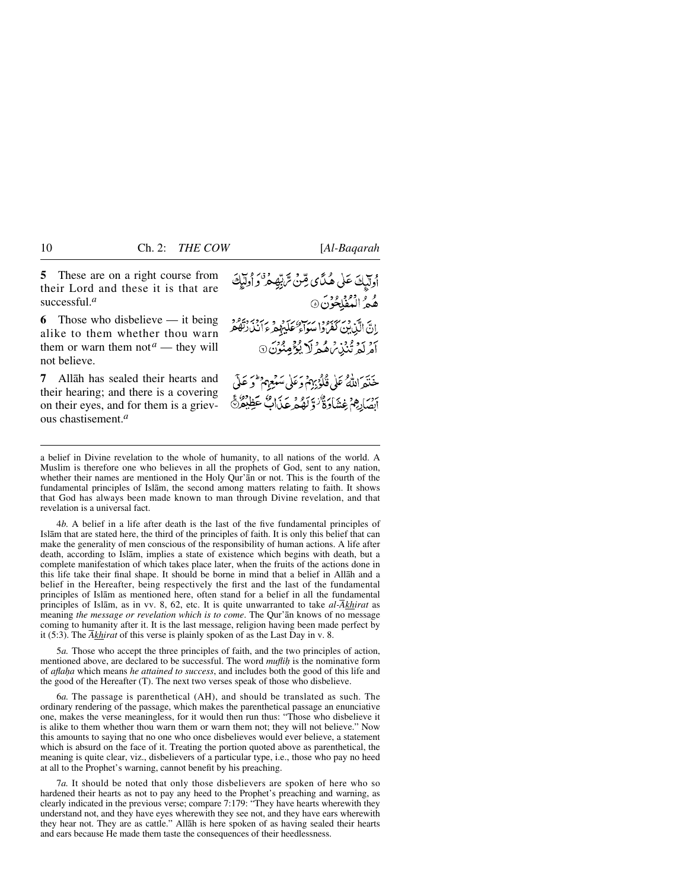**5** These are on a right course from their Lord and these it is that are successful.[a]

أُولَٰٓئِكَ عَلَىٰ هُدًى مِّن رَّبِّهِمْ ۖ وَأُولَٰٓئِكَ هُمُ ٱلْمُفْلِحُونَ ۝٥

**6** Those who disbelieve — it being alike to them whether thou warn them or warn them not[a] — they will not believe.

إِنَّ ٱلَّذِينَ كَفَرُوا۟ سَوَآءٌ عَلَيْهِمْ ءَأَنذَرْتَهُمْ أَمْ لَمْ تُنذِرْهُمْ لَا يُؤْمِنُونَ ۝٦

**7** Allāh has sealed their hearts and their hearing; and there is a covering on their eyes, and for them is a grievous chastisement.[a]

خَتَمَ ٱللَّهُ عَلَىٰ قُلُوبِهِمْ وَعَلَىٰ سَمْعِهِمْ ۖ وَعَلَىٰٓ أَبْصَٰرِهِمْ غِشَٰوَةٌ ۖ وَلَهُمْ عَذَابٌ عَظِيمٌ ۝٧

---

a belief in Divine revelation to the whole of humanity, to all nations of the world. A Muslim is therefore one who believes in all the prophets of God, sent to any nation, whether their names are mentioned in the Holy Qur'ān or not. This is the fourth of the fundamental principles of Islām, the second among matters relating to faith. It shows that God has always been made known to man through Divine revelation, and that revelation is a universal fact.

4*b.* A belief in a life after death is the last of the five fundamental principles of Islām that are stated here, the third of the principles of faith. It is only this belief that can make the generality of men conscious of the responsibility of human actions. A life after death, according to Islām, implies a state of existence which begins with death, but a complete manifestation of which takes place later, when the fruits of the actions done in this life take their final shape. It should be borne in mind that a belief in Allāh and a belief in the Hereafter, being respectively the first and the last of the fundamental principles of Islām as mentioned here, often stand for a belief in all the fundamental principles of Islām, as in vv. 8, 62, etc. It is quite unwarranted to take *al-Ākhirat* as meaning *the message or revelation which is to come*. The Qur'ān knows of no message coming to humanity after it. It is the last message, religion having been made perfect by it (5:3). The *Ākhirat* of this verse is plainly spoken of as the Last Day in v. 8.

5*a.* Those who accept the three principles of faith, and the two principles of action, mentioned above, are declared to be successful. The word *mufliḥ* is the nominative form of *aflaḥa* which means *he attained to success*, and includes both the good of this life and the good of the Hereafter (T). The next two verses speak of those who disbelieve.

6*a.* The passage is parenthetical (AH), and should be translated as such. The ordinary rendering of the passage, which makes the parenthetical passage an enunciative one, makes the verse meaningless, for it would then run thus: "Those who disbelieve it is alike to them whether thou warn them or warn them not; they will not believe." Now this amounts to saying that no one who once disbelieves would ever believe, a statement which is absurd on the face of it. Treating the portion quoted above as parenthetical, the meaning is quite clear, viz., disbelievers of a particular type, i.e., those who pay no heed at all to the Prophet's warning, cannot benefit by his preaching.

7*a.* It should be noted that only those disbelievers are spoken of here who so hardened their hearts as not to pay any heed to the Prophet's preaching and warning, as clearly indicated in the previous verse; compare 7:179: "They have hearts wherewith they understand not, and they have eyes wherewith they see not, and they have ears wherewith they hear not. They are as cattle." Allāh is here spoken of as having sealed their hearts and ears because He made them taste the consequences of their heedlessness.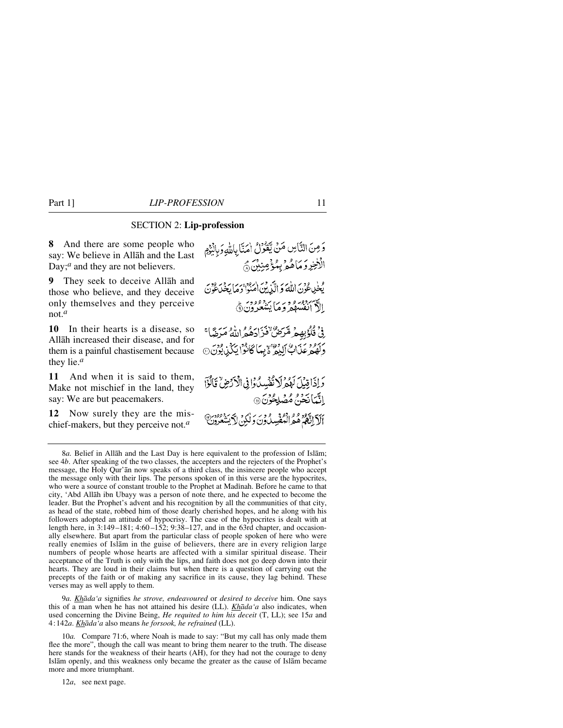## SECTION 2: **Lip-profession**

**8** And there are some people who say: We believe in Allāh and the Last Day;[a] and they are not believers.

وَمِنَ النَّاسِ مَنْ يَّقُوْلُ اٰمَنَّا بِاللّٰهِ وَبِالْيَوْمِ الْاٰخِرِ وَمَا هُمْ بِمُؤْمِنِيْنَ ﴿۸﴾

**9** They seek to deceive Allāh and those who believe, and they deceive only themselves and they perceive not.[a]

يُخٰدِعُوْنَ اللّٰهَ وَالَّذِيْنَ اٰمَنُوْا ۚ وَمَا يَخْدَعُوْنَ اِلَّاۤ اَنْفُسَهُمْ وَمَا يَشْعُرُوْنَ ﴿۹﴾

**10** In their hearts is a disease, so Allāh increased their disease, and for them is a painful chastisement because they lie.[a]

فِيْ قُلُوْبِهِمْ مَّرَضٌ ۙ فَزَادَهُمُ اللّٰهُ مَرَضًا ۚ وَلَهُمْ عَذَابٌ اَلِيْمٌ ۙ۬ بِمَا كَانُوْا يَكْذِبُوْنَ ﴿۱۰﴾

**11** And when it is said to them, Make not mischief in the land, they say: We are but peacemakers.

وَاِذَا قِيْلَ لَهُمْ لَا تُفْسِدُوْا فِي الْاَرْضِ ۙ قَالُوْۤا اِنَّمَا نَحْنُ مُصْلِحُوْنَ ﴿۱۱﴾

**12** Now surely they are the mischief-makers, but they perceive not.[a]

اَلَاۤ اِنَّهُمْ هُمُ الْمُفْسِدُوْنَ وَلٰكِنْ لَّا يَشْعُرُوْنَ ﴿۱۲﴾

---

8*a.* Belief in Allāh and the Last Day is here equivalent to the profession of Islām; see 4*b*. After speaking of the two classes, the accepters and the rejecters of the Prophet's message, the Holy Qur'ān now speaks of a third class, the insincere people who accept the message only with their lips. The persons spoken of in this verse are the hypocrites, who were a source of constant trouble to the Prophet at Madīnah. Before he came to that city, 'Abd Allāh ibn Ubayy was a person of note there, and he expected to become the leader. But the Prophet's advent and his recognition by all the communities of that city, as head of the state, robbed him of those dearly cherished hopes, and he along with his followers adopted an attitude of hypocrisy. The case of the hypocrites is dealt with at length here, in 3:149–181; 4:60–152; 9:38–127, and in the 63rd chapter, and occasionally elsewhere. But apart from the particular class of people spoken of here who were really enemies of Islām in the guise of believers, there are in every religion large numbers of people whose hearts are affected with a similar spiritual disease. Their acceptance of the Truth is only with the lips, and faith does not go deep down into their hearts. They are loud in their claims but when there is a question of carrying out the precepts of the faith or of making any sacrifice in its cause, they lag behind. These verses may as well apply to them.

9*a.* *Khāda'a* signifies *he strove, endeavoured* or *desired to deceive* him. One says this of a man when he has not attained his desire (LL). *Khāda'a* also indicates, when used concerning the Divine Being, *He requited to him his deceit* (T, LL); see 15*a* and 4:142*a*. *Khāda'a* also means *he forsook, he refrained* (LL).

10*a.* Compare 71:6, where Noah is made to say: "But my call has only made them flee the more", though the call was meant to bring them nearer to the truth. The disease here stands for the weakness of their hearts (AH), for they had not the courage to deny Islām openly, and this weakness only became the greater as the cause of Islām became more and more triumphant.

12*a*, see next page.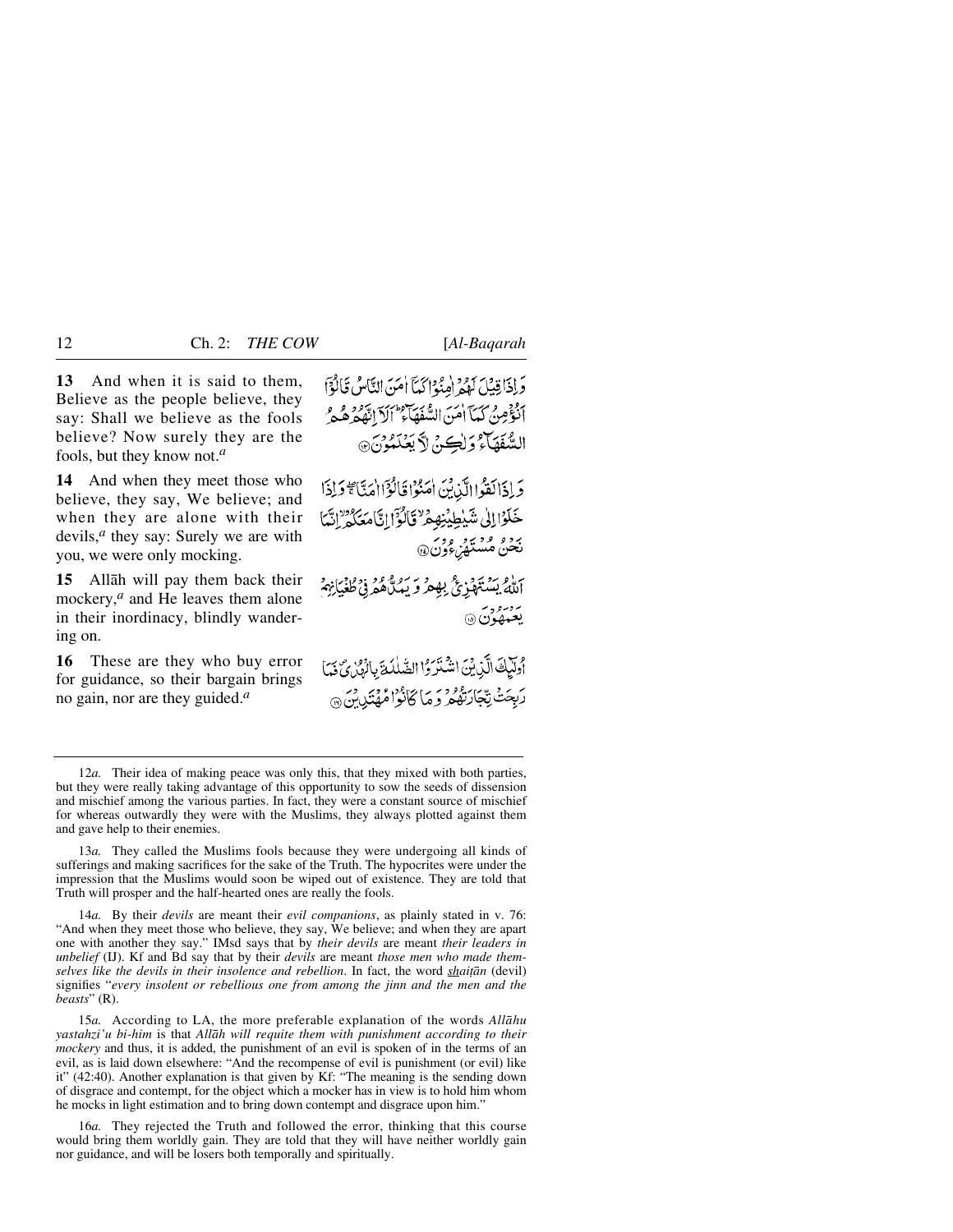**13** And when it is said to them, Believe as the people believe, they say: Shall we believe as the fools believe? Now surely they are the fools, but they know not.[a]

وَ إِذَا قِيلَ لَهُمْ اٰمِنُوْا كَمَآ اٰمَنَ النَّاسُ قَالُوْٓا اَنُؤْمِنُ كَمَآ اٰمَنَ السُّفَهَآءُ ؕ اَلَآ اِنَّهُمْ هُمُ السُّفَهَآءُ وَ لٰكِنْ لَّا يَعْلَمُوْنَ ﴿۱۳﴾

**14** And when they meet those who believe, they say, We believe; and when they are alone with their devils,[a] they say: Surely we are with you, we were only mocking.

وَ اِذَا لَقُوا الَّذِيْنَ اٰمَنُوْا قَالُوْٓا اٰمَنَّا ۚۖ وَ اِذَا خَلَوْا اِلٰى شَيٰطِيْنِهِمْ ۙ قَالُوْٓا اِنَّا مَعَكُمْ ۙ اِنَّمَا نَحْنُ مُسْتَهْزِءُوْنَ ﴿۱۴﴾

**15** Allāh will pay them back their mockery,[a] and He leaves them alone in their inordinacy, blindly wandering on.

اَللّٰهُ يَسْتَهْزِئُ بِهِمْ وَ يَمُدُّهُمْ فِيْ طُغْيَانِهِمْ يَعْمَهُوْنَ ﴿۱۵﴾

**16** These are they who buy error for guidance, so their bargain brings no gain, nor are they guided.[a]

اُولٰٓئِكَ الَّذِيْنَ اشْتَرَوُا الضَّلٰلَةَ بِالْهُدٰى ۪ فَمَا رَبِحَتْ تِّجَارَتُهُمْ وَ مَا كَانُوْا مُهْتَدِيْنَ ﴿۱۶﴾

---

12*a.* Their idea of making peace was only this, that they mixed with both parties, but they were really taking advantage of this opportunity to sow the seeds of dissension and mischief among the various parties. In fact, they were a constant source of mischief for whereas outwardly they were with the Muslims, they always plotted against them and gave help to their enemies.

13*a.* They called the Muslims fools because they were undergoing all kinds of sufferings and making sacrifices for the sake of the Truth. The hypocrites were under the impression that the Muslims would soon be wiped out of existence. They are told that Truth will prosper and the half-hearted ones are really the fools.

14*a.* By their *devils* are meant their *evil companions*, as plainly stated in v. 76: "And when they meet those who believe, they say, We believe; and when they are apart one with another they say." IMsd says that by *their devils* are meant *their leaders in unbelief* (IJ). Kf and Bd say that by their *devils* are meant *those men who made themselves like the devils in their insolence and rebellion*. In fact, the word shaiṭān (devil) signifies "*every insolent or rebellious one from among the jinn and the men and the beasts*" (R).

15*a.* According to LA, the more preferable explanation of the words *Allāhu yastahzi'u bi-him* is that *Allāh will requite them with punishment according to their mockery* and thus, it is added, the punishment of an evil is spoken of in the terms of an evil, as is laid down elsewhere: "And the recompense of evil is punishment (or evil) like it" (42:40). Another explanation is that given by Kf: "The meaning is the sending down of disgrace and contempt, for the object which a mocker has in view is to hold him whom he mocks in light estimation and to bring down contempt and disgrace upon him."

16*a.* They rejected the Truth and followed the error, thinking that this course would bring them worldly gain. They are told that they will have neither worldly gain nor guidance, and will be losers both temporally and spiritually.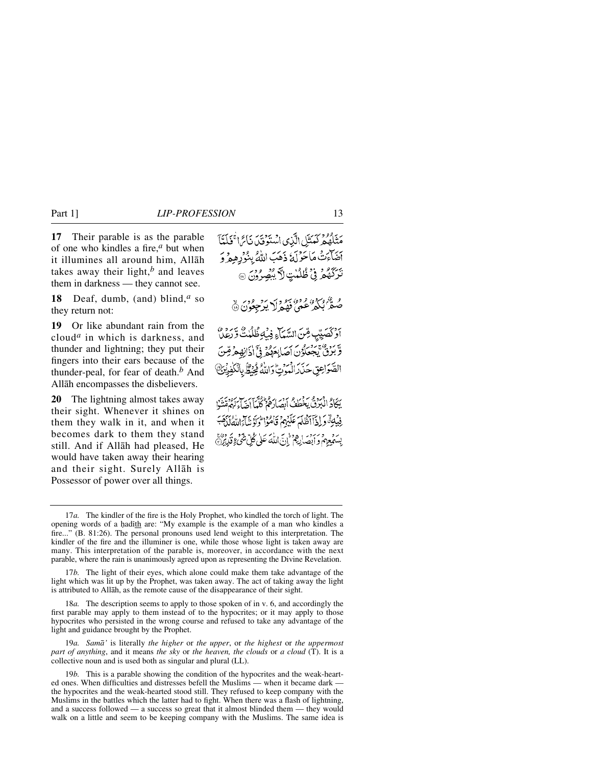**17** Their parable is as the parable of one who kindles a fire,[a] but when it illumines all around him, Allāh takes away their light,[b] and leaves them in darkness — they cannot see.

مَثَلُهُمْ كَمَثَلِ الَّذِي اسْتَوْقَدَ نَارًا ۚ فَلَمَّا أَضَاءَتْ مَا حَوْلَهُ ذَهَبَ اللَّهُ بِنُورِهِمْ وَتَرَكَهُمْ فِي ظُلُمَاتٍ لَا يُبْصِرُونَ ﴿١٧﴾

**18** Deaf, dumb, (and) blind,[a] so they return not:

صُمٌّ بُكْمٌ عُمْيٌ فَهُمْ لَا يَرْجِعُونَ ﴿١٨﴾

**19** Or like abundant rain from the cloud[a] in which is darkness, and thunder and lightning; they put their fingers into their ears because of the thunder-peal, for fear of death.[b] And Allāh encompasses the disbelievers.

أَوْ كَصَيِّبٍ مِنَ السَّمَاءِ فِيهِ ظُلُمَاتٌ وَرَعْدٌ وَبَرْقٌ يَجْعَلُونَ أَصَابِعَهُمْ فِي آذَانِهِمْ مِنَ الصَّوَاعِقِ حَذَرَ الْمَوْتِ ۚ وَاللَّهُ مُحِيطٌ بِالْكَافِرِينَ ﴿١٩﴾

**20** The lightning almost takes away their sight. Whenever it shines on them they walk in it, and when it becomes dark to them they stand still. And if Allāh had pleased, He would have taken away their hearing and their sight. Surely Allāh is Possessor of power over all things.

يَكَادُ الْبَرْقُ يَخْطَفُ أَبْصَارَهُمْ ۖ كُلَّمَا أَضَاءَ لَهُمْ مَشَوْا فِيهِ وَإِذَا أَظْلَمَ عَلَيْهِمْ قَامُوا ۚ وَلَوْ شَاءَ اللَّهُ لَذَهَبَ بِسَمْعِهِمْ وَأَبْصَارِهِمْ ۚ إِنَّ اللَّهَ عَلَىٰ كُلِّ شَيْءٍ قَدِيرٌ ﴿٢٠﴾

---

17*a.* The kindler of the fire is the Holy Prophet, who kindled the torch of light. The opening words of a ḥadīth are: "My example is the example of a man who kindles a fire..." (B. 81:26). The personal pronouns used lend weight to this interpretation. The kindler of the fire and the illuminer is one, while those whose light is taken away are many. This interpretation of the parable is, moreover, in accordance with the next parable, where the rain is unanimously agreed upon as representing the Divine Revelation.

17*b.* The light of their eyes, which alone could make them take advantage of the light which was lit up by the Prophet, was taken away. The act of taking away the light is attributed to Allāh, as the remote cause of the disappearance of their sight.

18*a.* The description seems to apply to those spoken of in v. 6, and accordingly the first parable may apply to them instead of to the hypocrites; or it may apply to those hypocrites who persisted in the wrong course and refused to take any advantage of the light and guidance brought by the Prophet.

19*a.* *Samā'* is literally *the higher* or *the upper*, or *the highest* or *the uppermost part of anything*, and it means *the sky* or *the heaven, the clouds* or *a cloud* (T). It is a collective noun and is used both as singular and plural (LL).

19*b.* This is a parable showing the condition of the hypocrites and the weak-hearted ones. When difficulties and distresses befell the Muslims — when it became dark — the hypocrites and the weak-hearted stood still. They refused to keep company with the Muslims in the battles which the latter had to fight. When there was a flash of lightning, and a success followed — a success so great that it almost blinded them — they would walk on a little and seem to be keeping company with the Muslims. The same idea is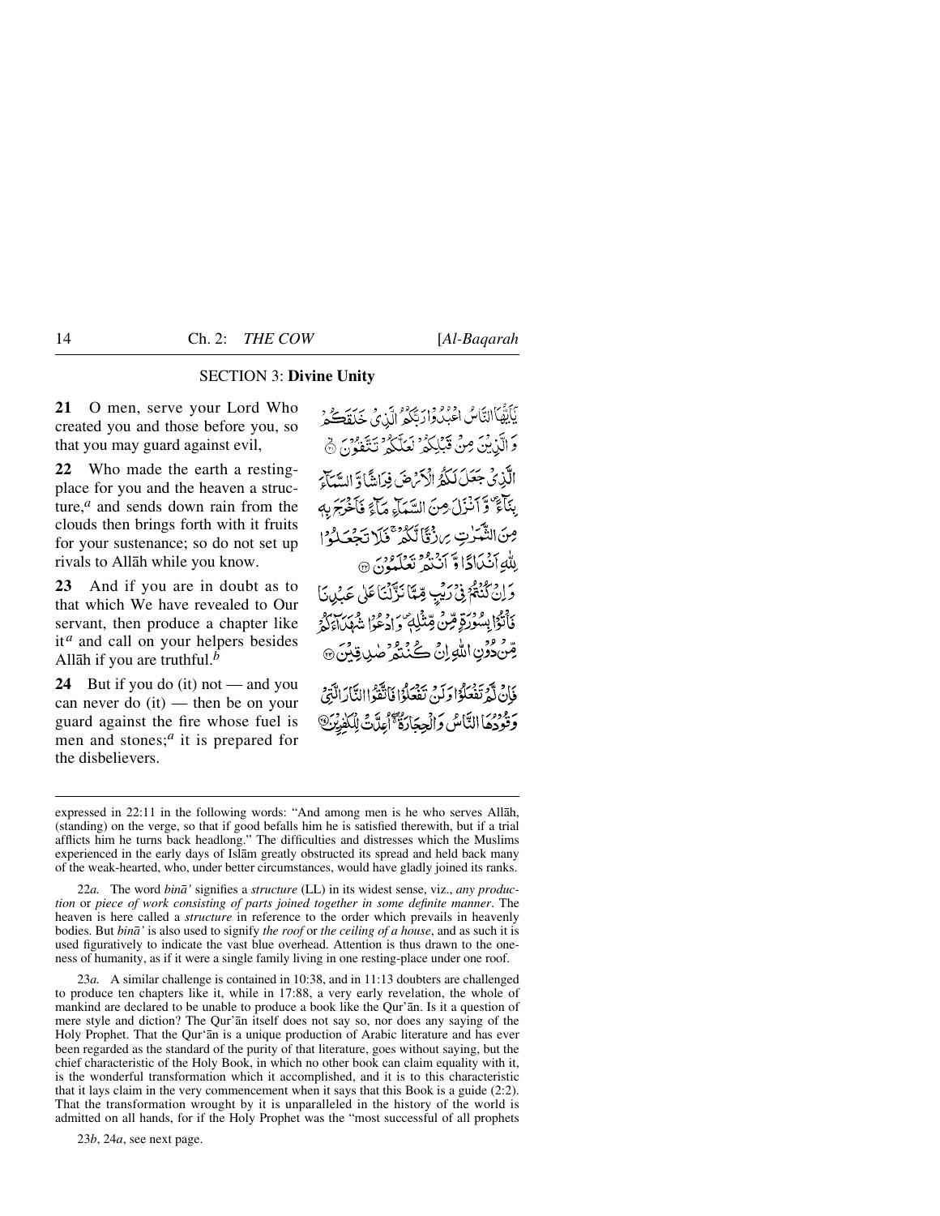## SECTION 3: **Divine Unity**

**21** O men, serve your Lord Who created you and those before you, so that you may guard against evil,

يَاَيُّهَا النَّاسُ اعۡبُدُوۡا رَبَّكُمُ الَّذِىۡ خَلَقَكُمۡ وَالَّذِيۡنَ مِنۡ قَبۡلِكُمۡ لَعَلَّكُمۡ تَتَّقُوۡنَۙ ﴿۲۱﴾

**22** Who made the earth a resting-place for you and the heaven a structure,[a] and sends down rain from the clouds then brings forth with it fruits for your sustenance; so do not set up rivals to Allāh while you know.

الَّذِىۡ جَعَلَ لَكُمُ الۡاَرۡضَ فِرَاشًا وَّالسَّمَآءَ بِنَآءً وَّاَنۡزَلَ مِنَ السَّمَآءِ مَآءً فَاَخۡرَجَ بِهٖ مِنَ الثَّمَرٰتِ رِزۡقًا لَّكُمۡ‌ۚ فَلَا تَجۡعَلُوۡا لِلّٰهِ اَنۡدَادًا وَّاَنۡتُمۡ تَعۡلَمُوۡنَ ﴿۲۲﴾

**23** And if you are in doubt as to that which We have revealed to Our servant, then produce a chapter like it[a] and call on your helpers besides Allāh if you are truthful.[b]

وَاِنۡ كُنۡتُمۡ فِىۡ رَيۡبٍ مِّمَّا نَزَّلۡنَا عَلٰى عَبۡدِنَا فَاۡتُوۡا بِسُوۡرَةٍ مِّنۡ مِّثۡلِهٖ وَادۡعُوۡا شُهَدَآءَكُمۡ مِّنۡ دُوۡنِ اللّٰهِ اِنۡ كُنۡتُمۡ صٰدِقِيۡنَ ﴿۲۳﴾

**24** But if you do (it) not — and you can never do (it) — then be on your guard against the fire whose fuel is men and stones;[a] it is prepared for the disbelievers.

فَاِنۡ لَّمۡ تَفۡعَلُوۡا وَلَنۡ تَفۡعَلُوۡا فَاتَّقُوۡا النَّارَ الَّتِىۡ وَقُوۡدُهَا النَّاسُ وَالۡحِجَارَةُ ۖۚ اُعِدَّتۡ لِلۡكٰفِرِيۡنَ ﴿۲۴﴾

---

expressed in 22:11 in the following words: "And among men is he who serves Allāh, (standing) on the verge, so that if good befalls him he is satisfied therewith, but if a trial afflicts him he turns back headlong." The difficulties and distresses which the Muslims experienced in the early days of Islām greatly obstructed its spread and held back many of the weak-hearted, who, under better circumstances, would have gladly joined its ranks.

22*a.* The word *binā'* signifies a *structure* (LL) in its widest sense, viz., *any production* or *piece of work consisting of parts joined together in some definite manner*. The heaven is here called a *structure* in reference to the order which prevails in heavenly bodies. But *binā'* is also used to signify *the roof* or *the ceiling of a house*, and as such it is used figuratively to indicate the vast blue overhead. Attention is thus drawn to the oneness of humanity, as if it were a single family living in one resting-place under one roof.

23*a.* A similar challenge is contained in 10:38, and in 11:13 doubters are challenged to produce ten chapters like it, while in 17:88, a very early revelation, the whole of mankind are declared to be unable to produce a book like the Qur'ān. Is it a question of mere style and diction? The Qur'ān itself does not say so, nor does any saying of the Holy Prophet. That the Qur'ān is a unique production of Arabic literature and has ever been regarded as the standard of the purity of that literature, goes without saying, but the chief characteristic of the Holy Book, in which no other book can claim equality with it, is the wonderful transformation which it accomplished, and it is to this characteristic that it lays claim in the very commencement when it says that this Book is a guide (2:2). That the transformation wrought by it is unparalleled in the history of the world is admitted on all hands, for if the Holy Prophet was the "most successful of all prophets

23*b*, 24*a*, see next page.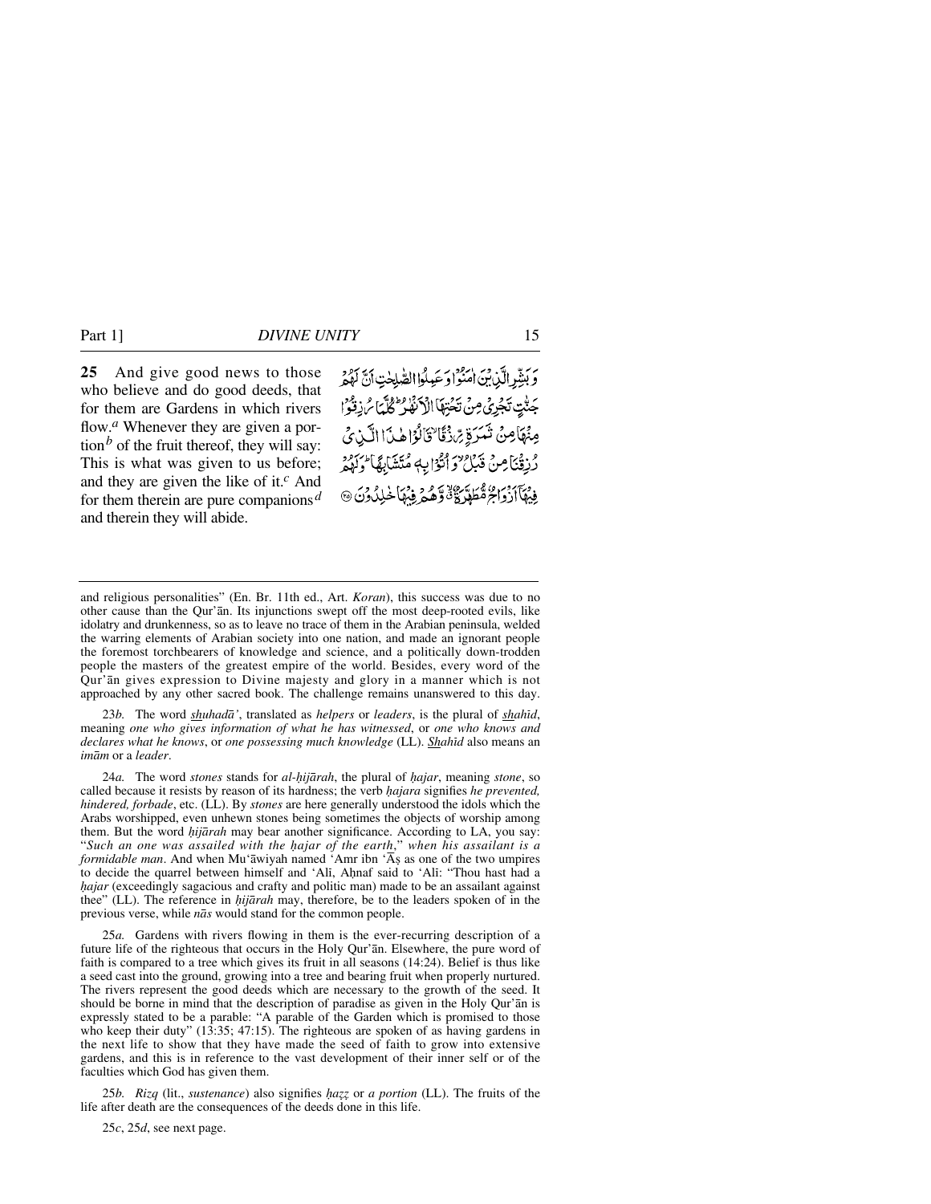**25** And give good news to those who believe and do good deeds, that for them are Gardens in which rivers flow.[a] Whenever they are given a portion[b] of the fruit thereof, they will say: This is what was given to us before; and they are given the like of it.[c] And for them therein are pure companions[d] and therein they will abide.

وَبَشِّرِ الَّذِيْنَ اٰمَنُوْا وَعَمِلُوا الصّٰلِحٰتِ اَنَّ لَهُمْ جَنّٰتٍ تَجْرِيْ مِنْ تَحْتِهَا الْاَنْهٰرُ ؕ كُلَّمَا رُزِقُوْا مِنْهَا مِنْ ثَمَرَةٍ رِّزْقًا ۙ قَالُوْا هٰذَا الَّذِيْ رُزِقْنَا مِنْ قَبْلُ ۙ وَاُتُوْا بِهٖ مُتَشَابِهًا ؕ وَلَهُمْ فِيْهَاۤ اَزْوَاجٌ مُّطَهَّرَةٌ ۙ وَّهُمْ فِيْهَا خٰلِدُوْنَ ﴿۲۵﴾

---

and religious personalities" (En. Br. 11th ed., Art. *Koran*), this success was due to no other cause than the Qur'ān. Its injunctions swept off the most deep-rooted evils, like idolatry and drunkenness, so as to leave no trace of them in the Arabian peninsula, welded the warring elements of Arabian society into one nation, and made an ignorant people the foremost torchbearers of knowledge and science, and a politically down-trodden people the masters of the greatest empire of the world. Besides, every word of the Qur'ān gives expression to Divine majesty and glory in a manner which is not approached by any other sacred book. The challenge remains unanswered to this day.

23*b.* The word *shuhadā'*, translated as *helpers* or *leaders*, is the plural of *shahīd*, meaning *one who gives information of what he has witnessed*, or *one who knows and declares what he knows*, or *one possessing much knowledge* (LL). *Shahīd* also means an *imām* or a *leader*.

24*a.* The word *stones* stands for *al-ḥijārah*, the plural of *ḥajar*, meaning *stone*, so called because it resists by reason of its hardness; the verb *ḥajara* signifies *he prevented, hindered, forbade*, etc. (LL). By *stones* are here generally understood the idols which the Arabs worshipped, even unhewn stones being sometimes the objects of worship among them. But the word *ḥijārah* may bear another significance. According to LA, you say: "*Such an one was assailed with the ḥajar of the earth*," *when his assailant is a formidable man*. And when Mu'āwiyah named 'Amr ibn 'Āṣ as one of the two umpires to decide the quarrel between himself and 'Alī, Aḥnaf said to 'Alī: "Thou hast had a *ḥajar* (exceedingly sagacious and crafty and politic man) made to be an assailant against thee" (LL). The reference in *ḥijārah* may, therefore, be to the leaders spoken of in the previous verse, while *nās* would stand for the common people.

25*a.* Gardens with rivers flowing in them is the ever-recurring description of a future life of the righteous that occurs in the Holy Qur'ān. Elsewhere, the pure word of faith is compared to a tree which gives its fruit in all seasons (14:24). Belief is thus like a seed cast into the ground, growing into a tree and bearing fruit when properly nurtured. The rivers represent the good deeds which are necessary to the growth of the seed. It should be borne in mind that the description of paradise as given in the Holy Qur'ān is expressly stated to be a parable: "A parable of the Garden which is promised to those who keep their duty" (13:35; 47:15). The righteous are spoken of as having gardens in the next life to show that they have made the seed of faith to grow into extensive gardens, and this is in reference to the vast development of their inner self or of the faculties which God has given them.

25*b.* *Rizq* (lit., *sustenance*) also signifies *ḥaẓẓ* or *a portion* (LL). The fruits of the life after death are the consequences of the deeds done in this life.

25*c*, 25*d*, see next page.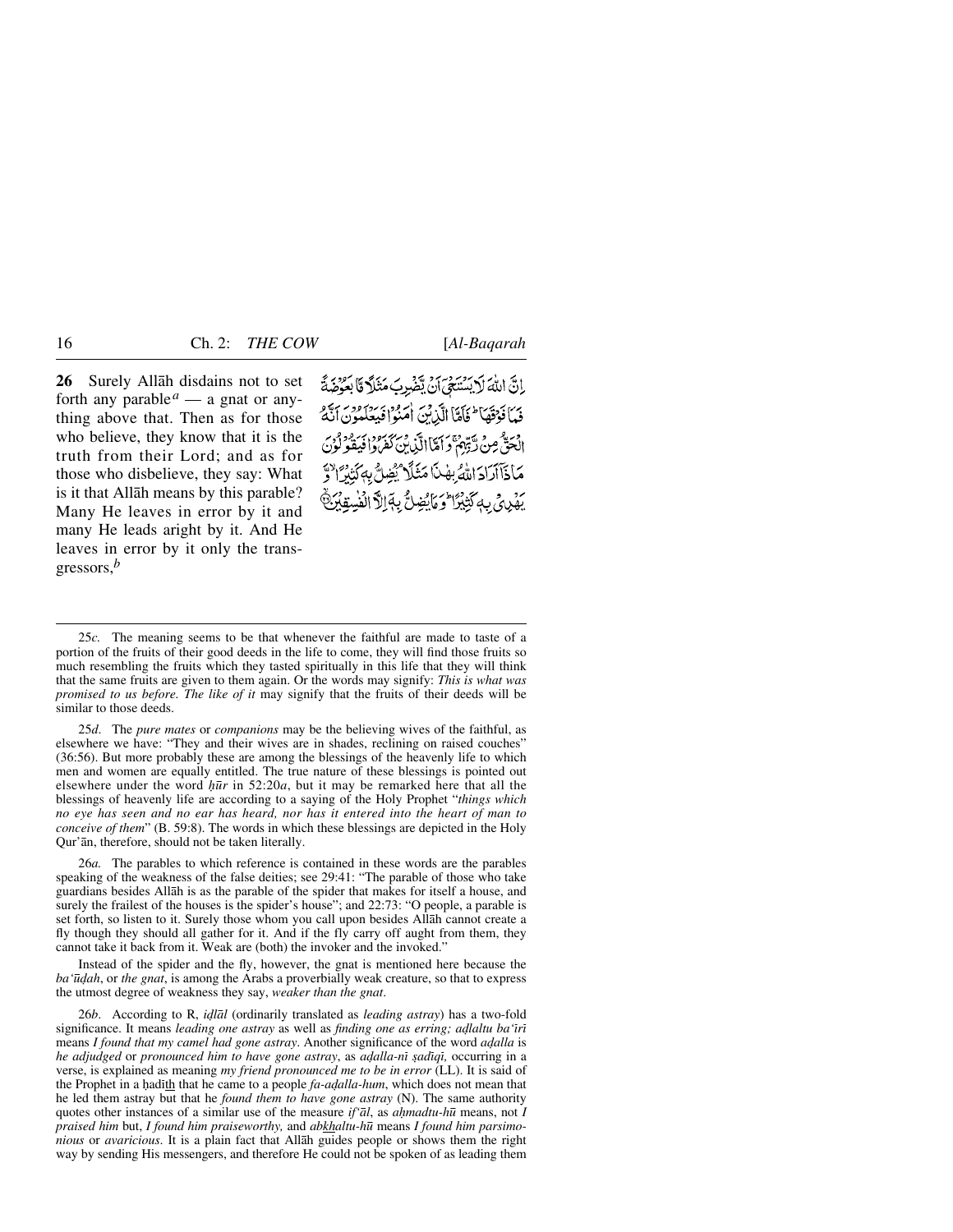**26** Surely Allāh disdains not to set forth any parable[a] — a gnat or anything above that. Then as for those who believe, they know that it is the truth from their Lord; and as for those who disbelieve, they say: What is it that Allāh means by this parable? Many He leaves in error by it and many He leads aright by it. And He leaves in error by it only the transgressors,[b]

إِنَّ اللَّهَ لَا يَسْتَحْيِي أَنْ يَضْرِبَ مَثَلًا مَّا بَعُوضَةً فَمَا فَوْقَهَا ۚ فَأَمَّا الَّذِينَ آمَنُوا فَيَعْلَمُونَ أَنَّهُ الْحَقُّ مِنْ رَبِّهِمْ ۖ وَأَمَّا الَّذِينَ كَفَرُوا فَيَقُولُونَ مَاذَا أَرَادَ اللَّهُ بِهَٰذَا مَثَلًا ۘ يُضِلُّ بِهِ كَثِيرًا وَيَهْدِي بِهِ كَثِيرًا ۚ وَمَا يُضِلُّ بِهِ إِلَّا الْفَاسِقِينَ

---

25*c.* The meaning seems to be that whenever the faithful are made to taste of a portion of the fruits of their good deeds in the life to come, they will find those fruits so much resembling the fruits which they tasted spiritually in this life that they will think that the same fruits are given to them again. Or the words may signify: *This is what was promised to us before. The like of it* may signify that the fruits of their deeds will be similar to those deeds.

25*d.* The *pure mates* or *companions* may be the believing wives of the faithful, as elsewhere we have: "They and their wives are in shades, reclining on raised couches" (36:56). But more probably these are among the blessings of the heavenly life to which men and women are equally entitled. The true nature of these blessings is pointed out elsewhere under the word *ḥūr* in 52:20*a*, but it may be remarked here that all the blessings of heavenly life are according to a saying of the Holy Prophet "*things which no eye has seen and no ear has heard, nor has it entered into the heart of man to conceive of them*" (B. 59:8). The words in which these blessings are depicted in the Holy Qur'ān, therefore, should not be taken literally.

26*a.* The parables to which reference is contained in these words are the parables speaking of the weakness of the false deities; see 29:41: "The parable of those who take guardians besides Allāh is as the parable of the spider that makes for itself a house, and surely the frailest of the houses is the spider's house"; and 22:73: "O people, a parable is set forth, so listen to it. Surely those whom you call upon besides Allāh cannot create a fly though they should all gather for it. And if the fly carry off aught from them, they cannot take it back from it. Weak are (both) the invoker and the invoked."

Instead of the spider and the fly, however, the gnat is mentioned here because the *ba'ūḍah*, or *the gnat*, is among the Arabs a proverbially weak creature, so that to express the utmost degree of weakness they say, *weaker than the gnat*.

26*b.* According to R, *iḍlāl* (ordinarily translated as *leading astray*) has a two-fold significance. It means *leading one astray* as well as *finding one as erring; aḍlaltu ba'īrī* means *I found that my camel had gone astray*. Another significance of the word *aḍalla* is *he adjudged* or *pronounced him to have gone astray*, as *aḍalla-nī ṣadīqī,* occurring in a verse, is explained as meaning *my friend pronounced me to be in error* (LL). It is said of the Prophet in a ḥadīth that he came to a people *fa-aḍalla-hum*, which does not mean that he led them astray but that he *found them to have gone astray* (N). The same authority quotes other instances of a similar use of the measure *if'āl*, as *aḥmadtu-hū* means, not *I praised him* but, *I found him praiseworthy,* and *abkhaltu-hū* means *I found him parsimonious* or *avaricious*. It is a plain fact that Allāh guides people or shows them the right way by sending His messengers, and therefore He could not be spoken of as leading them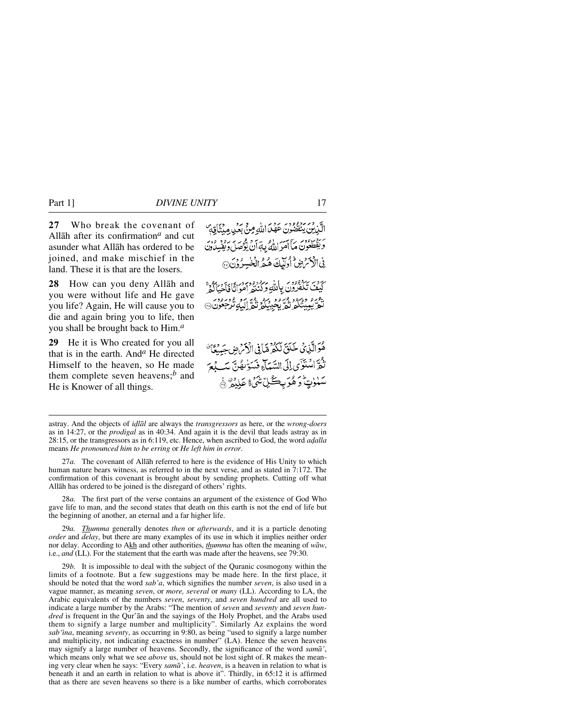**27** Who break the covenant of Allāh after its confirmation[a] and cut asunder what Allāh has ordered to be joined, and make mischief in the land. These it is that are the losers.

الَّذِيْنَ يَنْقُضُوْنَ عَهْدَ اللّٰهِ مِنْۢ بَعْدِ مِيْثَاقِهٖ ۪ وَيَقْطَعُوْنَ مَآ اَمَرَ اللّٰهُ بِهٖٓ اَنْ يُّوْصَلَ وَيُفْسِدُوْنَ فِى الْاَرْضِ ؕ اُولٰٓئِكَ هُمُ الْخٰسِرُوْنَ ﴿۲۷﴾

**28** How can you deny Allāh and you were without life and He gave you life? Again, He will cause you to die and again bring you to life, then you shall be brought back to Him.[a]

كَيْفَ تَكْفُرُوْنَ بِاللّٰهِ وَكُنْتُمْ اَمْوَاتًا فَاَحْيَاكُمْ ۚ ثُمَّ يُمِيْتُكُمْ ثُمَّ يُحْيِيْكُمْ ثُمَّ اِلَيْهِ تُرْجَعُوْنَ ﴿۲۸﴾

**29** He it is Who created for you all that is in the earth. And[a] He directed Himself to the heaven, so He made them complete seven heavens;[b] and He is Knower of all things.

هُوَ الَّذِىْ خَلَقَ لَكُمْ مَّا فِى الْاَرْضِ جَمِيْعًا ۚ ثُمَّ اسْتَوٰٓى اِلَى السَّمَآءِ فَسَوّٰىهُنَّ سَبْعَ سَمٰوٰتٍ ؕ وَهُوَ بِكُلِّ شَىْءٍ عَلِيْمٌ ﴿۲۹﴾

---

astray. And the objects of *iḍlāl* are always the *transgressors* as here, or the *wrong-doers* as in 14:27, or the *prodigal* as in 40:34. And again it is the devil that leads astray as in 28:15, or the transgressors as in 6:119, etc. Hence, when ascribed to God, the word *aḍalla* means *He pronounced him to be erring* or *He left him in error*.

27*a.* The covenant of Allāh referred to here is the evidence of His Unity to which human nature bears witness, as referred to in the next verse, and as stated in 7:172. The confirmation of this covenant is brought about by sending prophets. Cutting off what Allāh has ordered to be joined is the disregard of others' rights.

28*a.* The first part of the verse contains an argument of the existence of God Who gave life to man, and the second states that death on this earth is not the end of life but the beginning of another, an eternal and a far higher life.

29*a.* *Thumma* generally denotes *then* or *afterwards*, and it is a particle denoting *order* and *delay*, but there are many examples of its use in which it implies neither order nor delay. According to Akh and other authorities, *thumma* has often the meaning of *wāw*, i.e., *and* (LL). For the statement that the earth was made after the heavens, see 79:30.

29*b.* It is impossible to deal with the subject of the Quranic cosmogony within the limits of a footnote. But a few suggestions may be made here. In the first place, it should be noted that the word *sab'a*, which signifies the number *seven*, is also used in a vague manner, as meaning *seven*, or *more, several* or *many* (LL). According to LA, the Arabic equivalents of the numbers *seven*, *seventy*, and *seven hundred* are all used to indicate a large number by the Arabs: "The mention of *seven* and *seventy* and *seven hundred* is frequent in the Qur'ān and the sayings of the Holy Prophet, and the Arabs used them to signify a large number and multiplicity". Similarly Az explains the word *sab'īna*, meaning *seventy*, as occurring in 9:80, as being "used to signify a large number and multiplicity, not indicating exactness in number" (LA). Hence the seven heavens may signify a large number of heavens. Secondly, the significance of the word *samā'*, which means only what we see *above* us, should not be lost sight of. R makes the meaning very clear when he says: "Every *samā'*, i.e. *heaven*, is a heaven in relation to what is beneath it and an earth in relation to what is above it". Thirdly, in 65:12 it is affirmed that as there are seven heavens so there is a like number of earths, which corroborates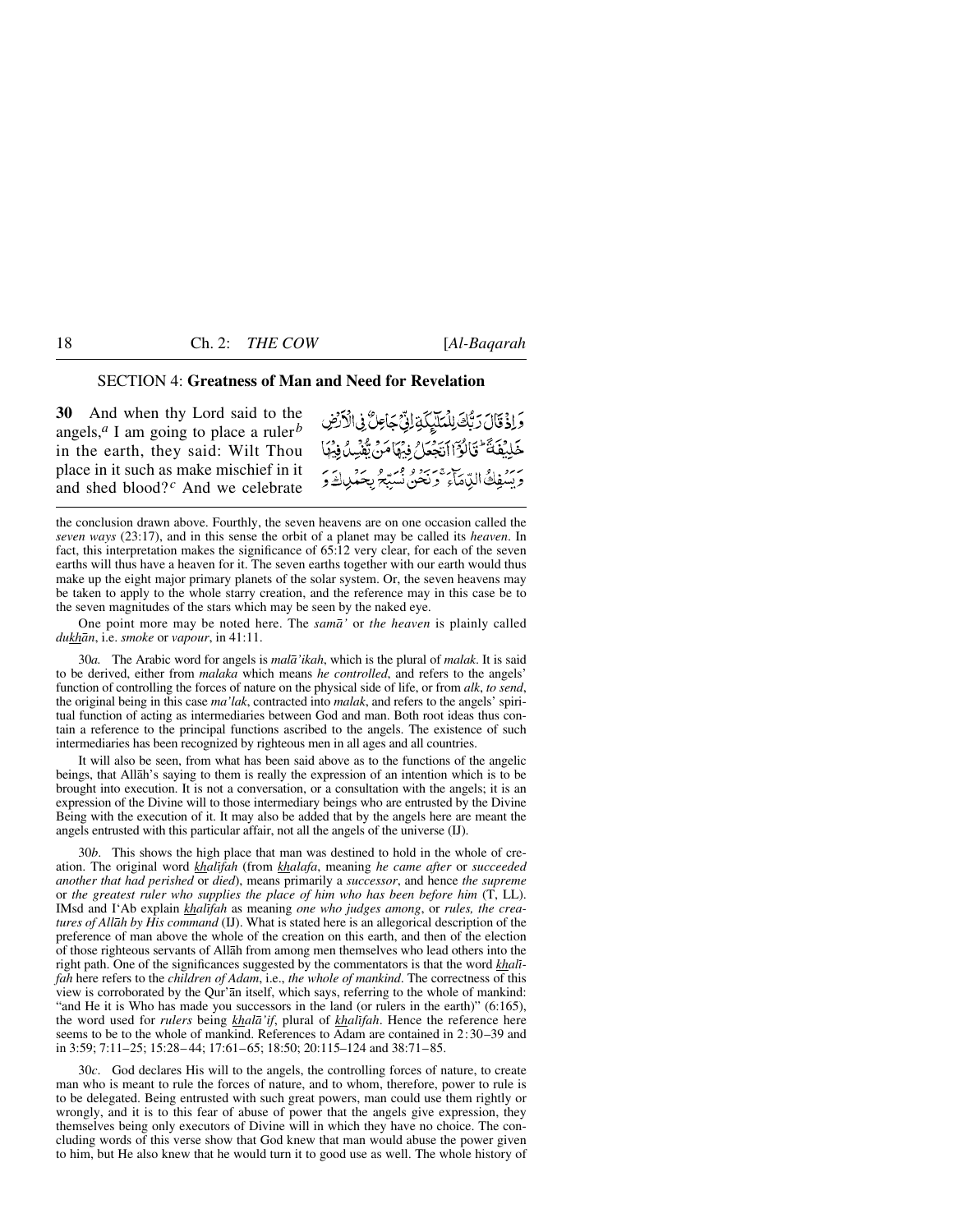## SECTION 4: **Greatness of Man and Need for Revelation**

**30** And when thy Lord said to the angels,[a] I am going to place a ruler[b] in the earth, they said: Wilt Thou place in it such as make mischief in it and shed blood?[c] And we celebrate

وَ اِذْ قَالَ رَبُّكَ لِلْمَلٰٓئِكَةِ اِنِّیْ جَاعِلٌ فِی الْاَرْضِ خَلِیْفَةً ؕ قَالُوْۤا اَتَجْعَلُ فِیْهَا مَنْ یُّفْسِدُ فِیْهَا وَ یَسْفِكُ الدِّمَآءَ ۚ وَ نَحْنُ نُسَبِّحُ بِحَمْدِكَ وَ

---

the conclusion drawn above. Fourthly, the seven heavens are on one occasion called the *seven ways* (23:17), and in this sense the orbit of a planet may be called its *heaven*. In fact, this interpretation makes the significance of 65:12 very clear, for each of the seven earths will thus have a heaven for it. The seven earths together with our earth would thus make up the eight major primary planets of the solar system. Or, the seven heavens may be taken to apply to the whole starry creation, and the reference may in this case be to the seven magnitudes of the stars which may be seen by the naked eye.

One point more may be noted here. The *samā'* or *the heaven* is plainly called *dukhān*, i.e. *smoke* or *vapour*, in 41:11.

30*a*. The Arabic word for angels is *malā'ikah*, which is the plural of *malak*. It is said to be derived, either from *malaka* which means *he controlled*, and refers to the angels' function of controlling the forces of nature on the physical side of life, or from *alk*, *to send*, the original being in this case *ma'lak*, contracted into *malak*, and refers to the angels' spiritual function of acting as intermediaries between God and man. Both root ideas thus contain a reference to the principal functions ascribed to the angels. The existence of such intermediaries has been recognized by righteous men in all ages and all countries.

It will also be seen, from what has been said above as to the functions of the angelic beings, that Allāh's saying to them is really the expression of an intention which is to be brought into execution. It is not a conversation, or a consultation with the angels; it is an expression of the Divine will to those intermediary beings who are entrusted by the Divine Being with the execution of it. It may also be added that by the angels here are meant the angels entrusted with this particular affair, not all the angels of the universe (IJ).

30*b*. This shows the high place that man was destined to hold in the whole of creation. The original word *khalīfah* (from *khalafa*, meaning *he came after* or *succeeded another that had perished* or *died*), means primarily a *successor*, and hence *the supreme* or *the greatest ruler who supplies the place of him who has been before him* (T, LL). IMsd and I'Ab explain *khalīfah* as meaning *one who judges among*, or *rules, the creatures of Allāh by His command* (IJ). What is stated here is an allegorical description of the preference of man above the whole of the creation on this earth, and then of the election of those righteous servants of Allāh from among men themselves who lead others into the right path. One of the significances suggested by the commentators is that the word *khalīfah* here refers to the *children of Adam*, i.e., *the whole of mankind*. The correctness of this view is corroborated by the Qur'ān itself, which says, referring to the whole of mankind: "and He it is Who has made you successors in the land (or rulers in the earth)" (6:165), the word used for *rulers* being *khalā'if*, plural of *khalīfah*. Hence the reference here seems to be to the whole of mankind. References to Adam are contained in 2:30–39 and in 3:59; 7:11–25; 15:28–44; 17:61–65; 18:50; 20:115–124 and 38:71–85.

30*c*. God declares His will to the angels, the controlling forces of nature, to create man who is meant to rule the forces of nature, and to whom, therefore, power to rule is to be delegated. Being entrusted with such great powers, man could use them rightly or wrongly, and it is to this fear of abuse of power that the angels give expression, they themselves being only executors of Divine will in which they have no choice. The concluding words of this verse show that God knew that man would abuse the power given to him, but He also knew that he would turn it to good use as well. The whole history of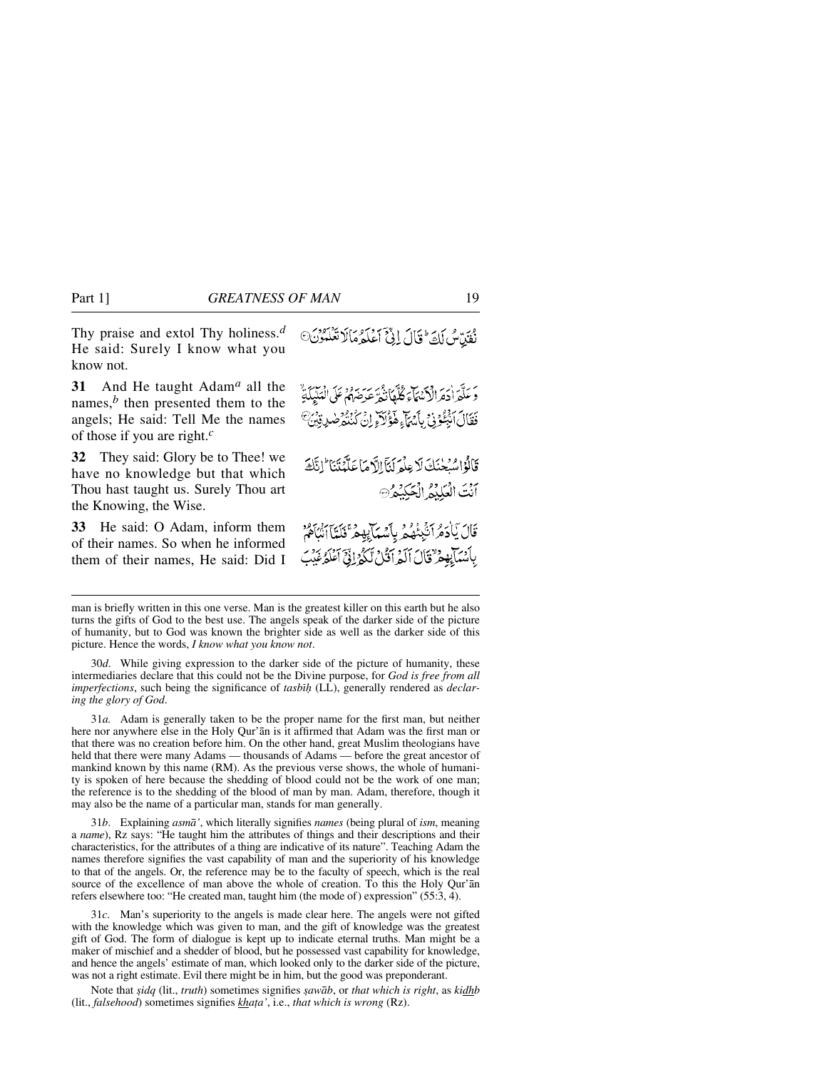Thy praise and extol Thy holiness.[d] He said: Surely I know what you know not.

نُقَدِّسُ لَكَ ۭ قَالَ اِنِّيْٓ اَعْلَمُ مَا لَا تَعْلَمُوْنَ ۝

**31** And He taught Adam[a] all the names,[b] then presented them to the angels; He said: Tell Me the names of those if you are right.[c]

وَعَلَّمَ اٰدَمَ الْاَسْمَاۗءَ كُلَّهَا ثُمَّ عَرَضَهُمْ عَلَي الْمَلٰۗىِٕكَةِ ۙ فَقَالَ اَنْۢبِـــُٔوْنِىْ بِاَسْمَاۗءِ ھٰٓؤُلَاۗءِ اِنْ كُنْتُمْ صٰدِقِيْنَ ۝

**32** They said: Glory be to Thee! we have no knowledge but that which Thou hast taught us. Surely Thou art the Knowing, the Wise.

قَالُوْا سُبْحٰنَكَ لَا عِلْمَ لَنَآ اِلَّا مَا عَلَّمْتَنَا ۭ اِنَّكَ اَنْتَ الْعَلِيْمُ الْحَكِيْمُ ۝

**33** He said: O Adam, inform them of their names. So when he informed them of their names, He said: Did I

قَالَ يٰٓاٰدَمُ اَنْۢبِئْهُمْ بِاَسْمَاۗىِٕهِمْ ۚ فَلَمَّآ اَنْۢبَاَھُمْ بِاَسْمَاۗىِٕهِمْ ۙ قَالَ اَلَمْ اَقُلْ لَّكُمْ اِنِّىْٓ اَعْلَمُ غَيْبَ

---

man is briefly written in this one verse. Man is the greatest killer on this earth but he also turns the gifts of God to the best use. The angels speak of the darker side of the picture of humanity, but to God was known the brighter side as well as the darker side of this picture. Hence the words, *I know what you know not*.

30*d*. While giving expression to the darker side of the picture of humanity, these intermediaries declare that this could not be the Divine purpose, for *God is free from all imperfections*, such being the significance of *tasbīḥ* (LL), generally rendered as *declaring the glory of God*.

31*a*. Adam is generally taken to be the proper name for the first man, but neither here nor anywhere else in the Holy Qur'ān is it affirmed that Adam was the first man or that there was no creation before him. On the other hand, great Muslim theologians have held that there were many Adams — thousands of Adams — before the great ancestor of mankind known by this name (RM). As the previous verse shows, the whole of humanity is spoken of here because the shedding of blood could not be the work of one man; the reference is to the shedding of the blood of man by man. Adam, therefore, though it may also be the name of a particular man, stands for man generally.

31*b*. Explaining *asmā'*, which literally signifies *names* (being plural of *ism*, meaning a *name*), Rz says: "He taught him the attributes of things and their descriptions and their characteristics, for the attributes of a thing are indicative of its nature". Teaching Adam the names therefore signifies the vast capability of man and the superiority of his knowledge to that of the angels. Or, the reference may be to the faculty of speech, which is the real source of the excellence of man above the whole of creation. To this the Holy Qur'ān refers elsewhere too: "He created man, taught him (the mode of) expression" (55:3, 4).

31*c*. Man's superiority to the angels is made clear here. The angels were not gifted with the knowledge which was given to man, and the gift of knowledge was the greatest gift of God. The form of dialogue is kept up to indicate eternal truths. Man might be a maker of mischief and a shedder of blood, but he possessed vast capability for knowledge, and hence the angels' estimate of man, which looked only to the darker side of the picture, was not a right estimate. Evil there might be in him, but the good was preponderant.

Note that *ṣidq* (lit., *truth*) sometimes signifies *ṣawāb*, or *that which is right*, as *kidhb* (lit., *falsehood*) sometimes signifies *khaṭa'*, i.e., *that which is wrong* (Rz).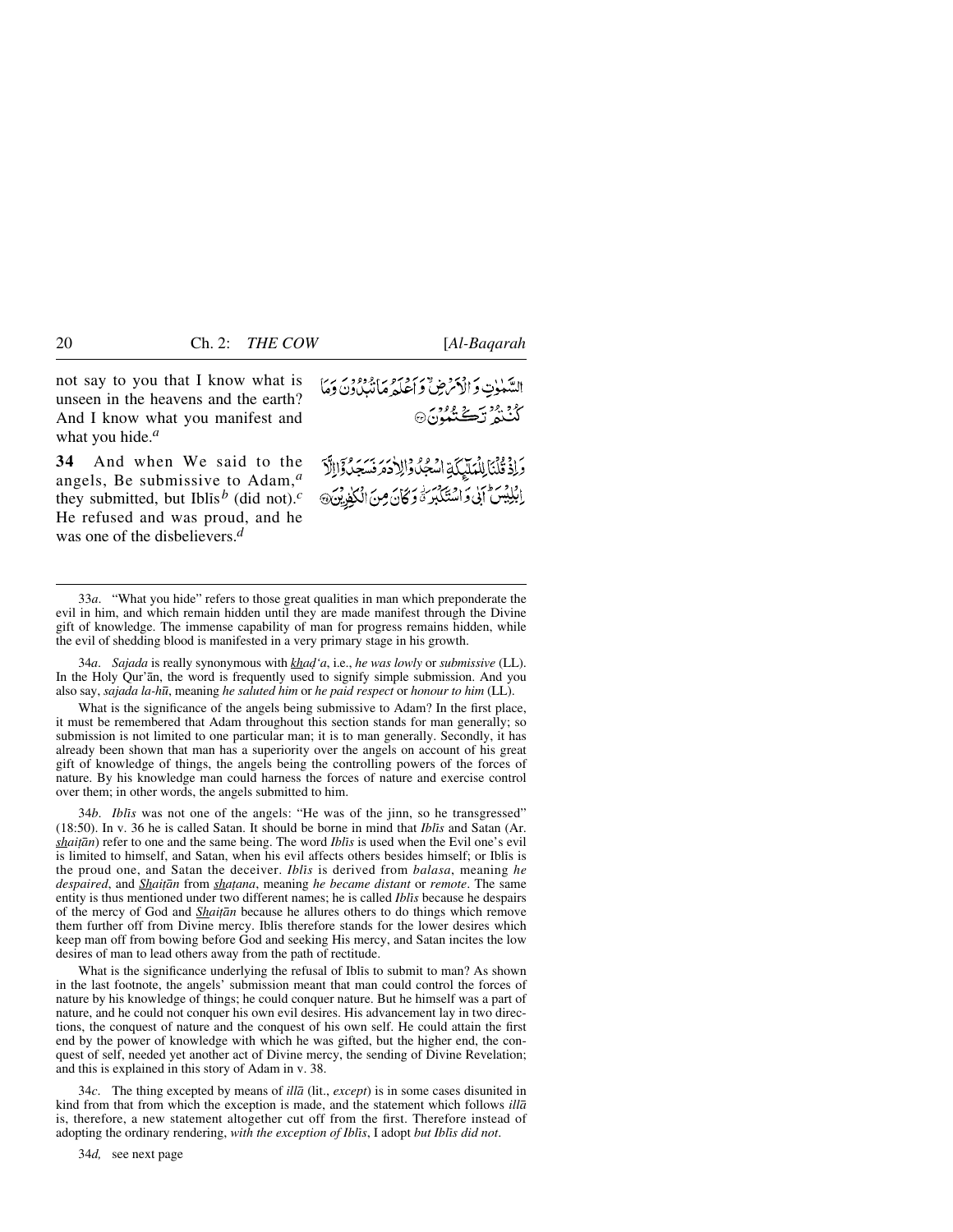not say to you that I know what is unseen in the heavens and the earth? And I know what you manifest and what you hide.[a]

السَّمٰوٰتِ وَالْاَرْضِ ۙ وَاَعْلَمُ مَا تُبْدُوْنَ وَمَا كُنْتُمْ تَكْتُمُوْنَ ۝

**34** And when We said to the angels, Be submissive to Adam,[a] they submitted, but Iblīs[b] (did not).[c] He refused and was proud, and he was one of the disbelievers.[d]

وَاِذْ قُلْنَا لِلْمَلٰٓئِكَةِ اسْجُدُوْا لِاٰدَمَ فَسَجَدُوْٓا اِلَّآ اِبْلِيْسَ ۭ اَبٰى وَاسْتَكْبَرَ ۫ وَكَانَ مِنَ الْكٰفِرِيْنَ ۝

---

33*a*. "What you hide" refers to those great qualities in man which preponderate the evil in him, and which remain hidden until they are made manifest through the Divine gift of knowledge. The immense capability of man for progress remains hidden, while the evil of shedding blood is manifested in a very primary stage in his growth.

34*a*. *Sajada* is really synonymous with *khaḍ'a*, i.e., *he was lowly* or *submissive* (LL). In the Holy Qur'ān, the word is frequently used to signify simple submission. And you also say, *sajada la-hū*, meaning *he saluted him* or *he paid respect* or *honour to him* (LL).

What is the significance of the angels being submissive to Adam? In the first place, it must be remembered that Adam throughout this section stands for man generally; so submission is not limited to one particular man; it is to man generally. Secondly, it has already been shown that man has a superiority over the angels on account of his great gift of knowledge of things, the angels being the controlling powers of the forces of nature. By his knowledge man could harness the forces of nature and exercise control over them; in other words, the angels submitted to him.

34*b*. *Iblīs* was not one of the angels: "He was of the jinn, so he transgressed" (18:50). In v. 36 he is called Satan. It should be borne in mind that *Iblīs* and Satan (Ar. *shaiṭān*) refer to one and the same being. The word *Iblīs* is used when the Evil one's evil is limited to himself, and Satan, when his evil affects others besides himself; or Iblīs is the proud one, and Satan the deceiver. *Iblīs* is derived from *balasa*, meaning *he despaired*, and *Shaiṭān* from *shaṭana*, meaning *he became distant* or *remote*. The same entity is thus mentioned under two different names; he is called *Iblīs* because he despairs of the mercy of God and *Shaiṭān* because he allures others to do things which remove them further off from Divine mercy. Iblīs therefore stands for the lower desires which keep man off from bowing before God and seeking His mercy, and Satan incites the low desires of man to lead others away from the path of rectitude.

What is the significance underlying the refusal of Iblīs to submit to man? As shown in the last footnote, the angels' submission meant that man could control the forces of nature by his knowledge of things; he could conquer nature. But he himself was a part of nature, and he could not conquer his own evil desires. His advancement lay in two directions, the conquest of nature and the conquest of his own self. He could attain the first end by the power of knowledge with which he was gifted, but the higher end, the conquest of self, needed yet another act of Divine mercy, the sending of Divine Revelation; and this is explained in this story of Adam in v. 38.

34*c*. The thing excepted by means of *illā* (lit., *except*) is in some cases disunited in kind from that from which the exception is made, and the statement which follows *illā* is, therefore, a new statement altogether cut off from the first. Therefore instead of adopting the ordinary rendering, *with the exception of Iblīs*, I adopt *but Iblīs did not*.

34*d*, see next page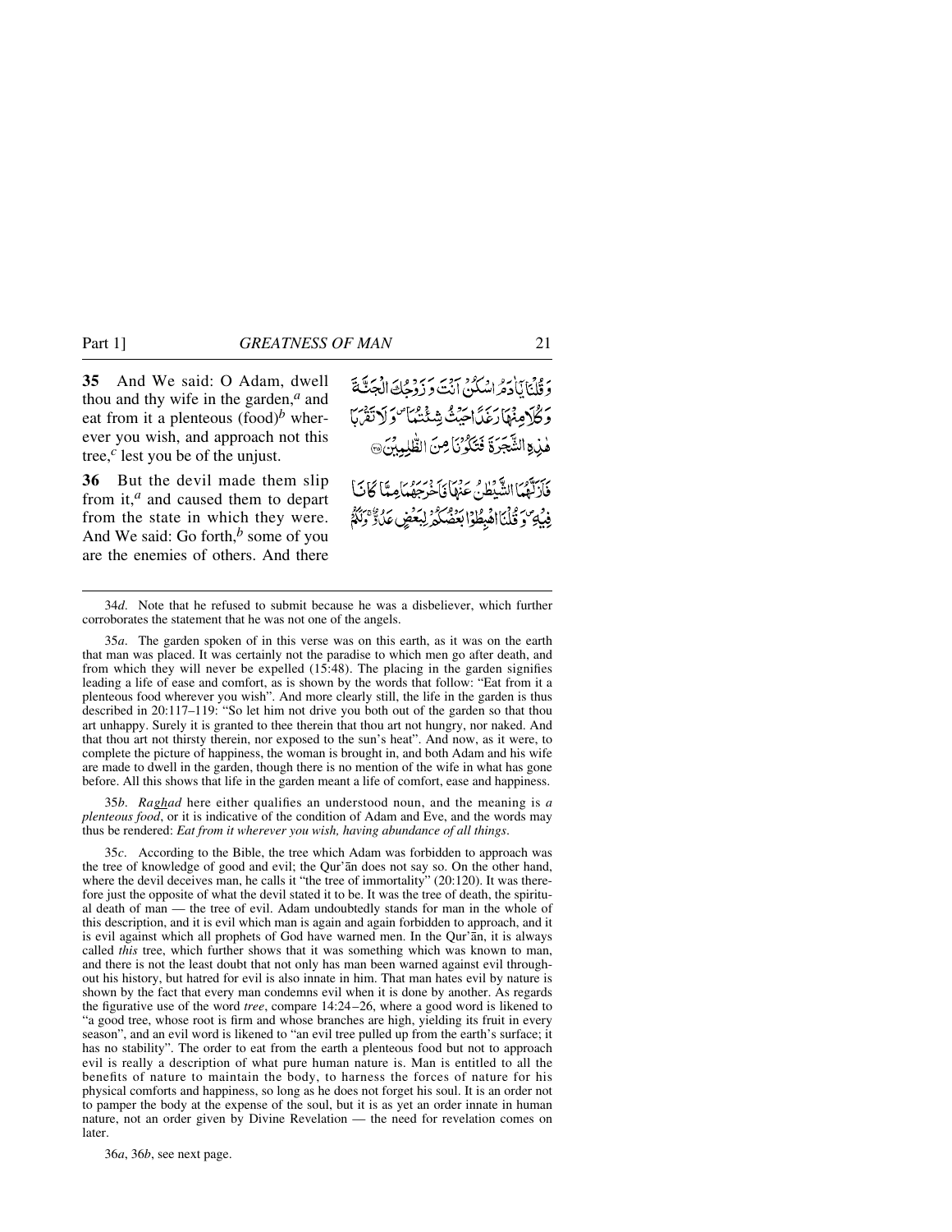**35** And We said: O Adam, dwell thou and thy wife in the garden,[a] and eat from it a plenteous (food)[b] wherever you wish, and approach not this tree,[c] lest you be of the unjust.

وَقُلْنَا يَٰٓـَٔادَمُ اسْكُنْ أَنتَ وَزَوْجُكَ الْجَنَّةَ وَكُلَا مِنْهَا رَغَدًا حَيْثُ شِئْتُمَا وَلَا تَقْرَبَا هَٰذِهِ الشَّجَرَةَ فَتَكُونَا مِنَ الظَّٰلِمِينَ ﴿٣٥﴾

**36** But the devil made them slip from it,[a] and caused them to depart from the state in which they were. And We said: Go forth,[b] some of you are the enemies of others. And there

فَأَزَلَّهُمَا الشَّيْطَٰنُ عَنْهَا فَأَخْرَجَهُمَا مِمَّا كَانَا فِيهِ ۖ وَقُلْنَا اهْبِطُوا بَعْضُكُمْ لِبَعْضٍ عَدُوٌّ ۖ وَلَكُمْ

---

34*d*. Note that he refused to submit because he was a disbeliever, which further corroborates the statement that he was not one of the angels.

35*a*. The garden spoken of in this verse was on this earth, as it was on the earth that man was placed. It was certainly not the paradise to which men go after death, and from which they will never be expelled (15:48). The placing in the garden signifies leading a life of ease and comfort, as is shown by the words that follow: "Eat from it a plenteous food wherever you wish". And more clearly still, the life in the garden is thus described in 20:117–119: "So let him not drive you both out of the garden so that thou art unhappy. Surely it is granted to thee therein that thou art not hungry, nor naked. And that thou art not thirsty therein, nor exposed to the sun's heat". And now, as it were, to complete the picture of happiness, the woman is brought in, and both Adam and his wife are made to dwell in the garden, though there is no mention of the wife in what has gone before. All this shows that life in the garden meant a life of comfort, ease and happiness.

35*b*. *Raghad* here either qualifies an understood noun, and the meaning is *a plenteous food*, or it is indicative of the condition of Adam and Eve, and the words may thus be rendered: *Eat from it wherever you wish, having abundance of all things*.

35*c*. According to the Bible, the tree which Adam was forbidden to approach was the tree of knowledge of good and evil; the Qur'ān does not say so. On the other hand, where the devil deceives man, he calls it "the tree of immortality" (20:120). It was therefore just the opposite of what the devil stated it to be. It was the tree of death, the spiritual death of man — the tree of evil. Adam undoubtedly stands for man in the whole of this description, and it is evil which man is again and again forbidden to approach, and it is evil against which all prophets of God have warned men. In the Qur'ān, it is always called *this* tree, which further shows that it was something which was known to man, and there is not the least doubt that not only has man been warned against evil throughout his history, but hatred for evil is also innate in him. That man hates evil by nature is shown by the fact that every man condemns evil when it is done by another. As regards the figurative use of the word *tree*, compare 14:24–26, where a good word is likened to "a good tree, whose root is firm and whose branches are high, yielding its fruit in every season", and an evil word is likened to "an evil tree pulled up from the earth's surface; it has no stability". The order to eat from the earth a plenteous food but not to approach evil is really a description of what pure human nature is. Man is entitled to all the benefits of nature to maintain the body, to harness the forces of nature for his physical comforts and happiness, so long as he does not forget his soul. It is an order not to pamper the body at the expense of the soul, but it is as yet an order innate in human nature, not an order given by Divine Revelation — the need for revelation comes on later.

36*a*, 36*b*, see next page.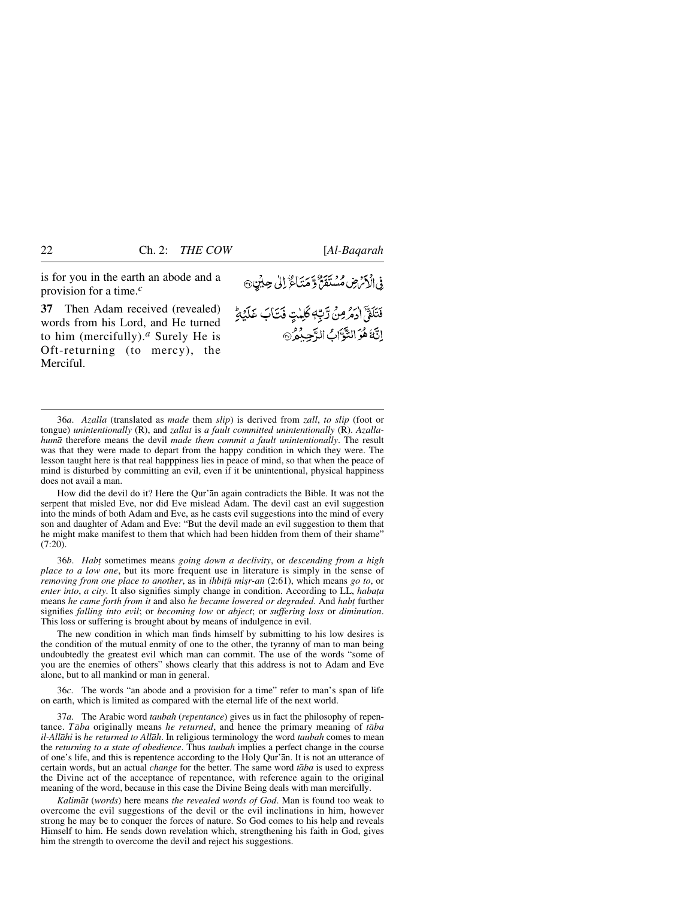is for you in the earth an abode and a provision for a time.[c]

فِي الْأَرْضِ مُسْتَقَرٌّ وَّمَتَاعٌ إِلَىٰ حِيْنٍ ۝

**37** Then Adam received (revealed) words from his Lord, and He turned to him (mercifully).[a] Surely He is Oft-returning (to mercy), the Merciful.

فَتَلَقَّىٰٓ اٰدَمُ مِنْ رَّبِّهٖ كَلِمٰتٍ فَتَابَ عَلَيْهِ ۭ اِنَّهٗ هُوَ التَّوَّابُ الرَّحِيْمُ ۝

---

36*a*. *Azalla* (translated as *made* them *slip*) is derived from *zall*, *to slip* (foot or tongue) *unintentionally* (R), and *zallat* is *a fault committed unintentionally* (R). *Azalla-humā* therefore means the devil *made them commit a fault unintentionally*. The result was that they were made to depart from the happy condition in which they were. The lesson taught here is that real happpiness lies in peace of mind, so that when the peace of mind is disturbed by committing an evil, even if it be unintentional, physical happiness does not avail a man.

How did the devil do it? Here the Qur'ān again contradicts the Bible. It was not the serpent that misled Eve, nor did Eve mislead Adam. The devil cast an evil suggestion into the minds of both Adam and Eve, as he casts evil suggestions into the mind of every son and daughter of Adam and Eve: "But the devil made an evil suggestion to them that he might make manifest to them that which had been hidden from them of their shame" (7:20).

36*b*. *Habṭ* sometimes means *going down a declivity*, or *descending from a high place to a low one*, but its more frequent use in literature is simply in the sense of *removing from one place to another*, as in *ihbiṭū miṣr-an* (2:61), which means *go to*, or *enter into*, *a city*. It also signifies simply change in condition. According to LL, *habaṭa* means *he came forth from it* and also *he became lowered or degraded*. And *habṭ* further signifies *falling into evil*; or *becoming low* or *abject*; or *suffering loss* or *diminution*. This loss or suffering is brought about by means of indulgence in evil.

The new condition in which man finds himself by submitting to his low desires is the condition of the mutual enmity of one to the other, the tyranny of man to man being undoubtedly the greatest evil which man can commit. The use of the words "some of you are the enemies of others" shows clearly that this address is not to Adam and Eve alone, but to all mankind or man in general.

36*c*. The words "an abode and a provision for a time" refer to man's span of life on earth, which is limited as compared with the eternal life of the next world.

37*a*. The Arabic word *taubah* (*repentance*) gives us in fact the philosophy of repentance. *Tāba* originally means *he returned*, and hence the primary meaning of *tāba il-Allāhi* is *he returned to Allāh*. In religious terminology the word *taubah* comes to mean the *returning to a state of obedience*. Thus *taubah* implies a perfect change in the course of one's life, and this is repentence according to the Holy Qur'ān. It is not an utterance of certain words, but an actual *change* for the better. The same word *tāba* is used to express the Divine act of the acceptance of repentance, with reference again to the original meaning of the word, because in this case the Divine Being deals with man mercifully.

*Kalimāt* (*words*) here means *the revealed words of God*. Man is found too weak to overcome the evil suggestions of the devil or the evil inclinations in him, however strong he may be to conquer the forces of nature. So God comes to his help and reveals Himself to him. He sends down revelation which, strengthening his faith in God, gives him the strength to overcome the devil and reject his suggestions.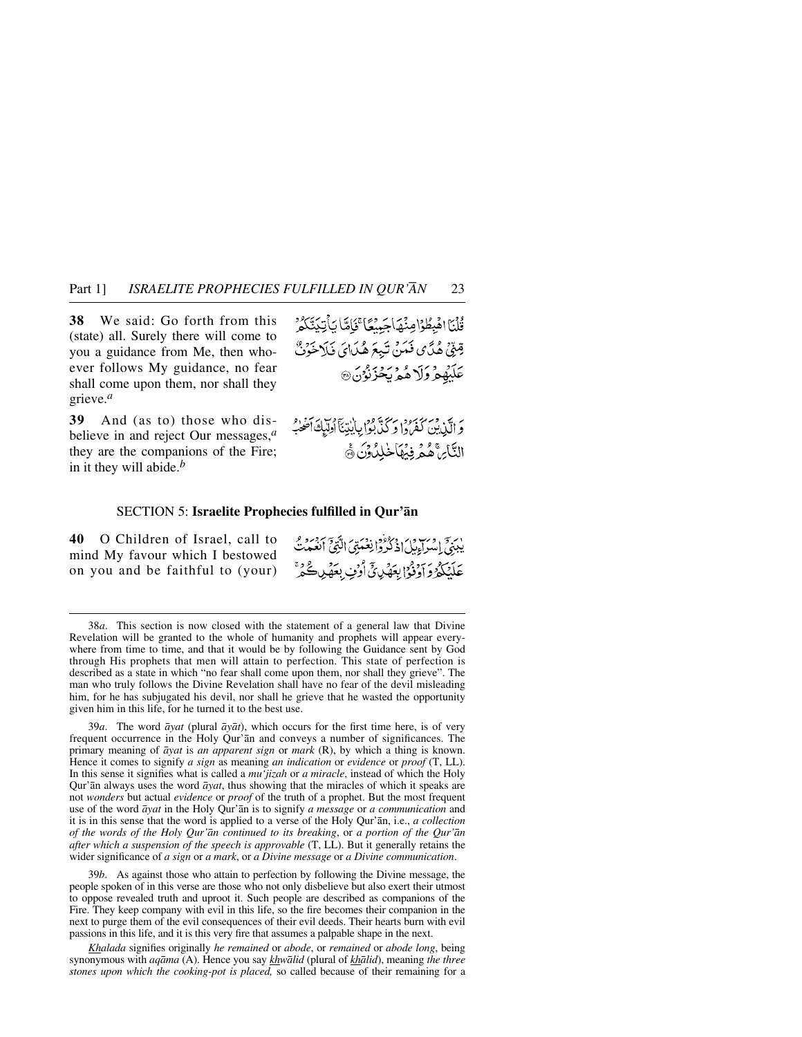**38** We said: Go forth from this (state) all. Surely there will come to you a guidance from Me, then whoever follows My guidance, no fear shall come upon them, nor shall they grieve.[a]

قُلْنَا اهْبِطُوْا مِنْهَا جَمِيْعًا ۚ فَاِمَّا يَاْتِيَنَّكُمْ مِّنِّيْ هُدًى فَمَنْ تَبِعَ هُدَايَ فَلَا خَوْفٌ عَلَيْهِمْ وَلَا هُمْ يَحْزَنُوْنَ ﴿۳۸﴾

**39** And (as to) those who disbelieve in and reject Our messages,[a] they are the companions of the Fire; in it they will abide.[b]

وَالَّذِيْنَ كَفَرُوْا وَكَذَّبُوْا بِاٰيٰتِنَآ اُولٰٓئِكَ اَصْحٰبُ النَّارِ ۚ هُمْ فِيْهَا خٰلِدُوْنَ ﴿۳۹﴾

## SECTION 5: **Israelite Prophecies fulfilled in Qur'ān**

**40** O Children of Israel, call to mind My favour which I bestowed on you and be faithful to (your)

يٰبَنِيْٓ اِسْرَآءِيْلَ اذْكُرُوْا نِعْمَتِيَ الَّتِيْٓ اَنْعَمْتُ عَلَيْكُمْ وَاَوْفُوْا بِعَهْدِيْٓ اُوْفِ بِعَهْدِكُمْ ۚ

---

38*a*. This section is now closed with the statement of a general law that Divine Revelation will be granted to the whole of humanity and prophets will appear everywhere from time to time, and that it would be by following the Guidance sent by God through His prophets that men will attain to perfection. This state of perfection is described as a state in which "no fear shall come upon them, nor shall they grieve". The man who truly follows the Divine Revelation shall have no fear of the devil misleading him, for he has subjugated his devil, nor shall he grieve that he wasted the opportunity given him in this life, for he turned it to the best use.

39*a*. The word *āyat* (plural *āyāt*), which occurs for the first time here, is of very frequent occurrence in the Holy Qur'ān and conveys a number of significances. The primary meaning of *āyat* is *an apparent sign* or *mark* (R), by which a thing is known. Hence it comes to signify *a sign* as meaning *an indication* or *evidence* or *proof* (T, LL). In this sense it signifies what is called a *mu'jizah* or *a miracle*, instead of which the Holy Qur'ān always uses the word *āyat*, thus showing that the miracles of which it speaks are not *wonders* but actual *evidence* or *proof* of the truth of a prophet. But the most frequent use of the word *āyat* in the Holy Qur'ān is to signify *a message* or *a communication* and it is in this sense that the word is applied to a verse of the Holy Qur'ān, i.e., *a collection of the words of the Holy Qur'ān continued to its breaking*, or *a portion of the Qur'ān after which a suspension of the speech is approvable* (T, LL). But it generally retains the wider significance of *a sign* or *a mark*, or *a Divine message* or *a Divine communication*.

39*b*. As against those who attain to perfection by following the Divine message, the people spoken of in this verse are those who not only disbelieve but also exert their utmost to oppose revealed truth and uproot it. Such people are described as companions of the Fire. They keep company with evil in this life, so the fire becomes their companion in the next to purge them of the evil consequences of their evil deeds. Their hearts burn with evil passions in this life, and it is this very fire that assumes a palpable shape in the next.

*Khalada* signifies originally *he remained* or *abode*, or *remained* or *abode long*, being synonymous with *aqāma* (A). Hence you say *khwālid* (plural of *khālid*), meaning *the three stones upon which the cooking-pot is placed,* so called because of their remaining for a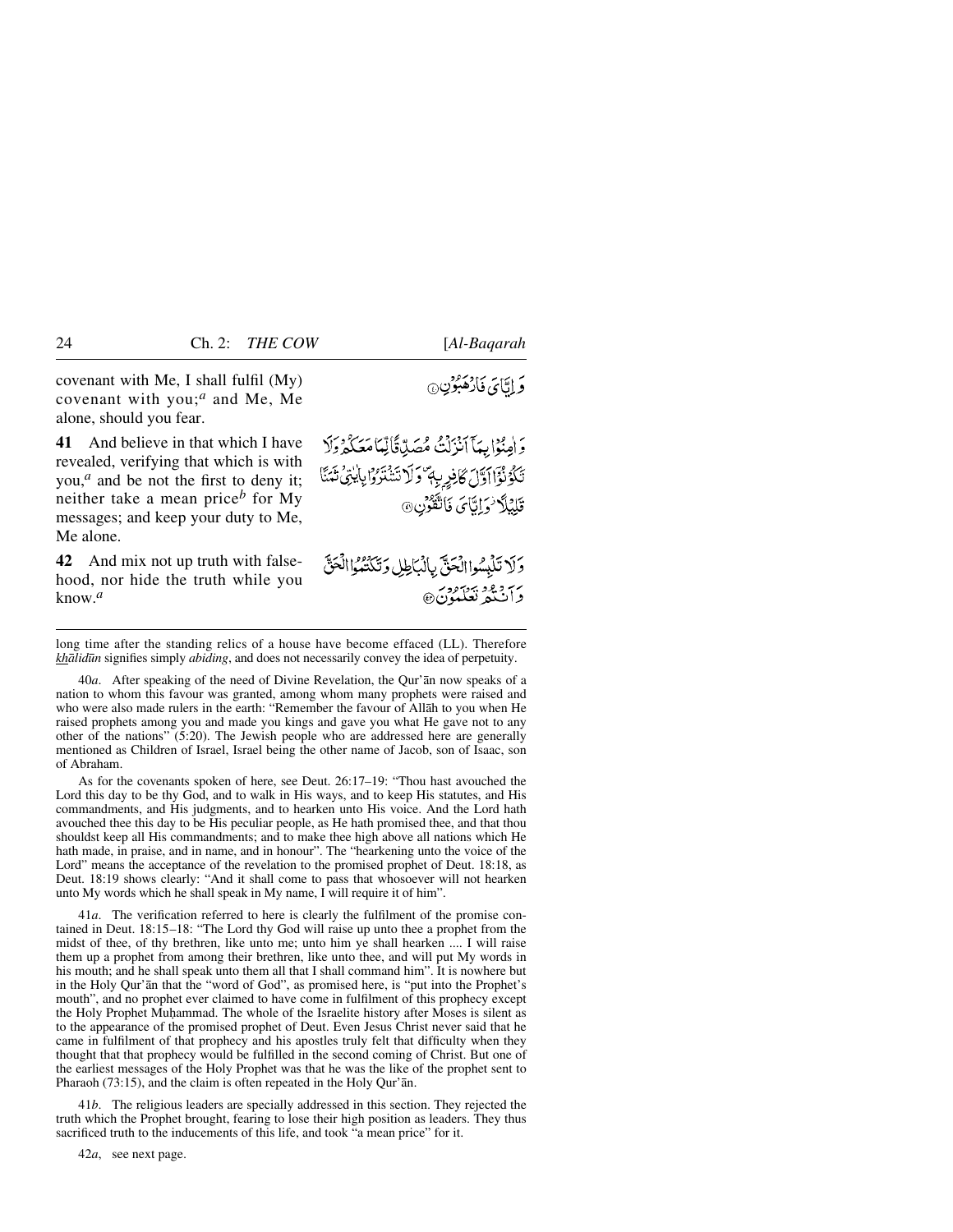covenant with Me, I shall fulfil (My) covenant with you;[a] and Me, Me alone, should you fear.

وَ اِیَّایَ فَارۡهَبُوۡنِ ﴿۴۰﴾

**41** And believe in that which I have revealed, verifying that which is with you,[a] and be not the first to deny it; neither take a mean price[b] for My messages; and keep your duty to Me, Me alone.

وَ اٰمِنُوۡا بِمَاۤ اَنۡزَلۡتُ مُصَدِّقًا لِّمَا مَعَکُمۡ وَ لَا تَکُوۡنُوۡۤا اَوَّلَ کَافِرٍۭ بِهٖ ۪ وَ لَا تَشۡتَرُوۡا بِاٰیٰتِیۡ ثَمَنًا قَلِیۡلًا ۫ وَّ اِیَّایَ فَاتَّقُوۡنِ ﴿۴۱﴾

**42** And mix not up truth with falsehood, nor hide the truth while you know.[a]

وَ لَا تَلۡبِسُوا الۡحَقَّ بِالۡبَاطِلِ وَ تَکۡتُمُوا الۡحَقَّ وَ اَنۡتُمۡ تَعۡلَمُوۡنَ ﴿۴۲﴾

---

long time after the standing relics of a house have become effaced (LL). Therefore *khālidūn* signifies simply *abiding*, and does not necessarily convey the idea of perpetuity.

40*a*. After speaking of the need of Divine Revelation, the Qur'ān now speaks of a nation to whom this favour was granted, among whom many prophets were raised and who were also made rulers in the earth: "Remember the favour of Allāh to you when He raised prophets among you and made you kings and gave you what He gave not to any other of the nations" (5:20). The Jewish people who are addressed here are generally mentioned as Children of Israel, Israel being the other name of Jacob, son of Isaac, son of Abraham.

As for the covenants spoken of here, see Deut. 26:17–19: "Thou hast avouched the Lord this day to be thy God, and to walk in His ways, and to keep His statutes, and His commandments, and His judgments, and to hearken unto His voice. And the Lord hath avouched thee this day to be His peculiar people, as He hath promised thee, and that thou shouldst keep all His commandments; and to make thee high above all nations which He hath made, in praise, and in name, and in honour". The "hearkening unto the voice of the Lord" means the acceptance of the revelation to the promised prophet of Deut. 18:18, as Deut. 18:19 shows clearly: "And it shall come to pass that whosoever will not hearken unto My words which he shall speak in My name, I will require it of him".

41*a*. The verification referred to here is clearly the fulfilment of the promise contained in Deut. 18:15–18: "The Lord thy God will raise up unto thee a prophet from the midst of thee, of thy brethren, like unto me; unto him ye shall hearken .... I will raise them up a prophet from among their brethren, like unto thee, and will put My words in his mouth; and he shall speak unto them all that I shall command him". It is nowhere but in the Holy Qur'ān that the "word of God", as promised here, is "put into the Prophet's mouth", and no prophet ever claimed to have come in fulfilment of this prophecy except the Holy Prophet Muḥammad. The whole of the Israelite history after Moses is silent as to the appearance of the promised prophet of Deut. Even Jesus Christ never said that he came in fulfilment of that prophecy and his apostles truly felt that difficulty when they thought that that prophecy would be fulfilled in the second coming of Christ. But one of the earliest messages of the Holy Prophet was that he was the like of the prophet sent to Pharaoh (73:15), and the claim is often repeated in the Holy Qur'ān.

41*b*. The religious leaders are specially addressed in this section. They rejected the truth which the Prophet brought, fearing to lose their high position as leaders. They thus sacrificed truth to the inducements of this life, and took "a mean price" for it.

42*a*, see next page.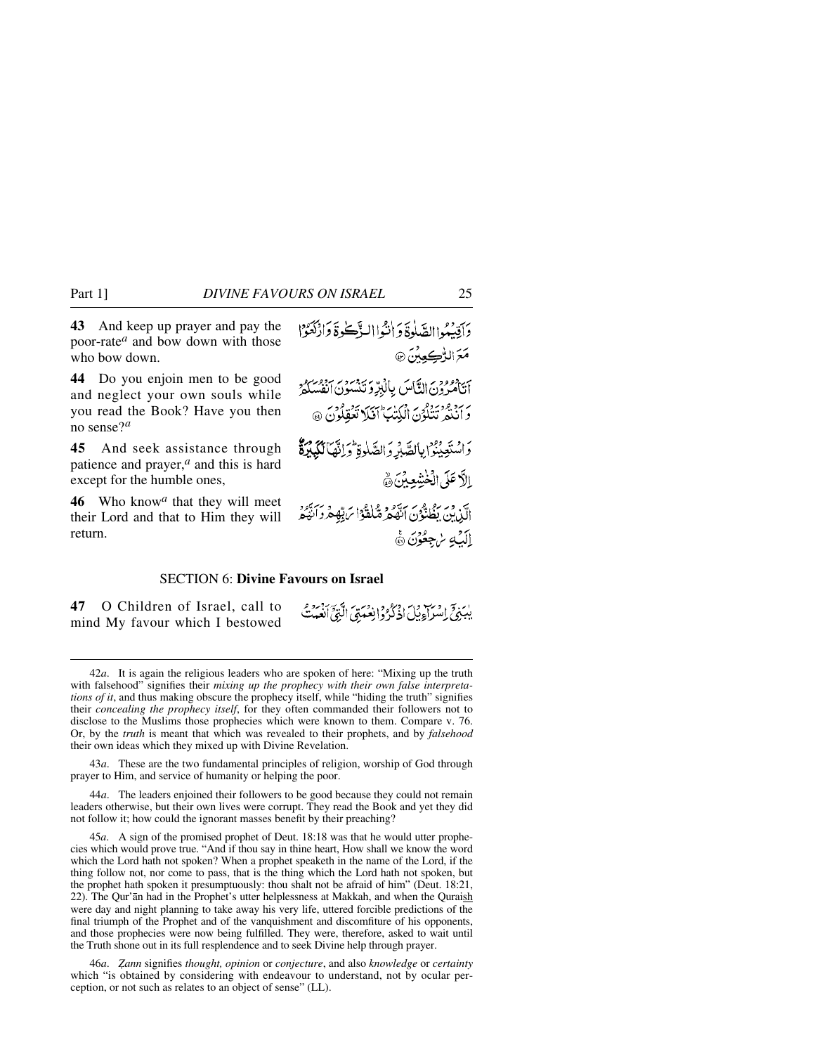**43** And keep up prayer and pay the poor-rate[a] and bow down with those who bow down.

وَاَقِيۡمُوا الصَّلٰوةَ وَاٰتُوا الزَّكٰوةَ وَارۡكَعُوۡا مَعَ الرّٰكِعِيۡنَ ۝

**44** Do you enjoin men to be good and neglect your own souls while you read the Book? Have you then no sense?[a]

اَتَاۡمُرُوۡنَ النَّاسَ بِالۡبِرِّ وَتَنۡسَوۡنَ اَنۡفُسَكُمۡ وَاَنۡتُمۡ تَتۡلُوۡنَ الۡكِتٰبَ ‌ؕ اَفَلَا تَعۡقِلُوۡنَ ۝

**45** And seek assistance through patience and prayer,[a] and this is hard except for the humble ones,

وَاسۡتَعِيۡنُوۡا بِالصَّبۡرِ وَالصَّلٰوةِ ‌ؕ وَاِنَّهَا لَكَبِيۡرَةٌ اِلَّا عَلَى الۡخٰشِعِيۡنَ ۝

**46** Who know[a] that they will meet their Lord and that to Him they will return.

الَّذِيۡنَ يَظُنُّوۡنَ اَنَّهُمۡ مُّلٰقُوۡا رَبِّهِمۡ وَاَنَّهُمۡ اِلَيۡهِ رٰجِعُوۡنَ ۝

## SECTION 6: Divine Favours on Israel

**47** O Children of Israel, call to mind My favour which I bestowed

يٰبَنِىۡٓ اِسۡرَآءِيۡلَ اذۡكُرُوۡا نِعۡمَتِىَ الَّتِىۡٓ اَنۡعَمۡتُ

---

42*a*. It is again the religious leaders who are spoken of here: "Mixing up the truth with falsehood" signifies their *mixing up the prophecy with their own false interpretations of it*, and thus making obscure the prophecy itself, while "hiding the truth" signifies their *concealing the prophecy itself*, for they often commanded their followers not to disclose to the Muslims those prophecies which were known to them. Compare v. 76. Or, by the *truth* is meant that which was revealed to their prophets, and by *falsehood* their own ideas which they mixed up with Divine Revelation.

43*a*. These are the two fundamental principles of religion, worship of God through prayer to Him, and service of humanity or helping the poor.

44*a*. The leaders enjoined their followers to be good because they could not remain leaders otherwise, but their own lives were corrupt. They read the Book and yet they did not follow it; how could the ignorant masses benefit by their preaching?

45*a*. A sign of the promised prophet of Deut. 18:18 was that he would utter prophecies which would prove true. "And if thou say in thine heart, How shall we know the word which the Lord hath not spoken? When a prophet speaketh in the name of the Lord, if the thing follow not, nor come to pass, that is the thing which the Lord hath not spoken, but the prophet hath spoken it presumptuously: thou shalt not be afraid of him" (Deut. 18:21, 22). The Qur'ān had in the Prophet's utter helplessness at Makkah, and when the Quraish were day and night planning to take away his very life, uttered forcible predictions of the final triumph of the Prophet and of the vanquishment and discomfiture of his opponents, and those prophecies were now being fulfilled. They were, therefore, asked to wait until the Truth shone out in its full resplendence and to seek Divine help through prayer.

46*a*. *Ẓann* signifies *thought, opinion* or *conjecture*, and also *knowledge* or *certainty* which "is obtained by considering with endeavour to understand, not by ocular perception, or not such as relates to an object of sense" (LL).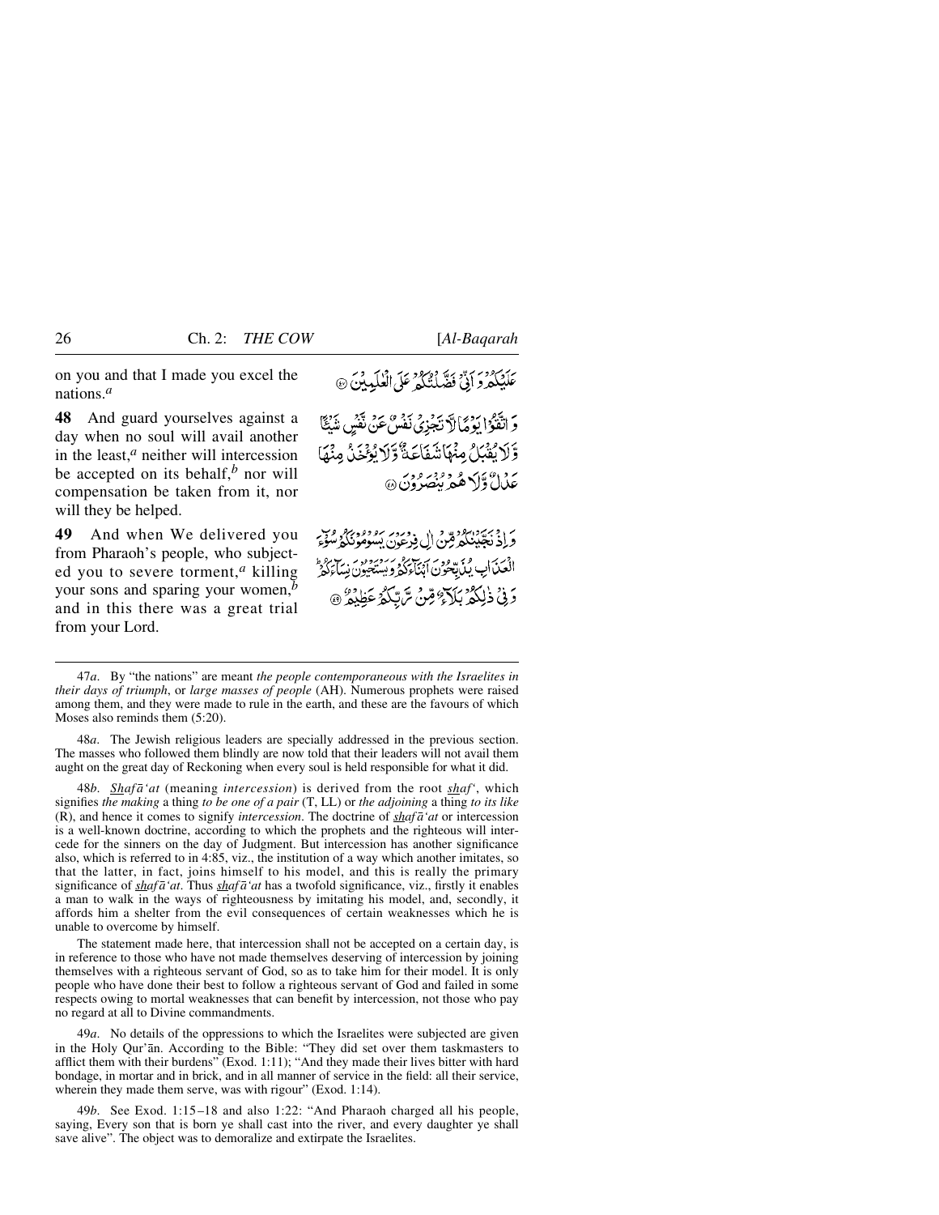on you and that I made you excel the nations.[a]

عَلَيْكُمْ وَ اَنِّيْ فَضَّلْتُكُمْ عَلَى الْعٰلَمِيْنَ ۝

**48** And guard yourselves against a day when no soul will avail another in the least,[a] neither will intercession be accepted on its behalf,[b] nor will compensation be taken from it, nor will they be helped.

وَ اتَّقُوْا يَوْمًا لَّا تَجْزِيْ نَفْسٌ عَنْ نَّفْسٍ شَيْـًٔا وَّلَا يُقْبَلُ مِنْهَا شَفَاعَةٌ وَّلَا يُؤْخَذُ مِنْهَا عَدْلٌ وَّلَا هُمْ يُنْصَرُوْنَ ۝

**49** And when We delivered you from Pharaoh's people, who subjected you to severe torment,[a] killing your sons and sparing your women,[b] and in this there was a great trial from your Lord.

وَ اِذْ نَجَّيْنٰكُمْ مِّنْ اٰلِ فِرْعَوْنَ يَسُوْمُوْنَكُمْ سُوْٓءَ الْعَذَابِ يُذَبِّحُوْنَ اَبْنَآءَكُمْ وَ يَسْتَحْيُوْنَ نِسَآءَكُمْ ؕ وَ فِيْ ذٰلِكُمْ بَلَآءٌ مِّنْ رَّبِّكُمْ عَظِيْمٌ ۝

---

47*a*. By "the nations" are meant *the people contemporaneous with the Israelites in their days of triumph*, or *large masses of people* (AH). Numerous prophets were raised among them, and they were made to rule in the earth, and these are the favours of which Moses also reminds them (5:20).

48*a*. The Jewish religious leaders are specially addressed in the previous section. The masses who followed them blindly are now told that their leaders will not avail them aught on the great day of Reckoning when every soul is held responsible for what it did.

48*b*. *Shafā'at* (meaning *intercession*) is derived from the root *shaf'*, which signifies *the making* a thing *to be one of a pair* (T, LL) or *the adjoining* a thing *to its like* (R), and hence it comes to signify *intercession*. The doctrine of *shafā'at* or intercession is a well-known doctrine, according to which the prophets and the righteous will intercede for the sinners on the day of Judgment. But intercession has another significance also, which is referred to in 4:85, viz., the institution of a way which another imitates, so that the latter, in fact, joins himself to his model, and this is really the primary significance of *shafā'at*. Thus *shafā'at* has a twofold significance, viz., firstly it enables a man to walk in the ways of righteousness by imitating his model, and, secondly, it affords him a shelter from the evil consequences of certain weaknesses which he is unable to overcome by himself.

The statement made here, that intercession shall not be accepted on a certain day, is in reference to those who have not made themselves deserving of intercession by joining themselves with a righteous servant of God, so as to take him for their model. It is only people who have done their best to follow a righteous servant of God and failed in some respects owing to mortal weaknesses that can benefit by intercession, not those who pay no regard at all to Divine commandments.

49*a*. No details of the oppressions to which the Israelites were subjected are given in the Holy Qur'ān. According to the Bible: "They did set over them taskmasters to afflict them with their burdens" (Exod. 1:11); "And they made their lives bitter with hard bondage, in mortar and in brick, and in all manner of service in the field: all their service, wherein they made them serve, was with rigour" (Exod. 1:14).

49*b*. See Exod. 1:15–18 and also 1:22: "And Pharaoh charged all his people, saying, Every son that is born ye shall cast into the river, and every daughter ye shall save alive". The object was to demoralize and extirpate the Israelites.